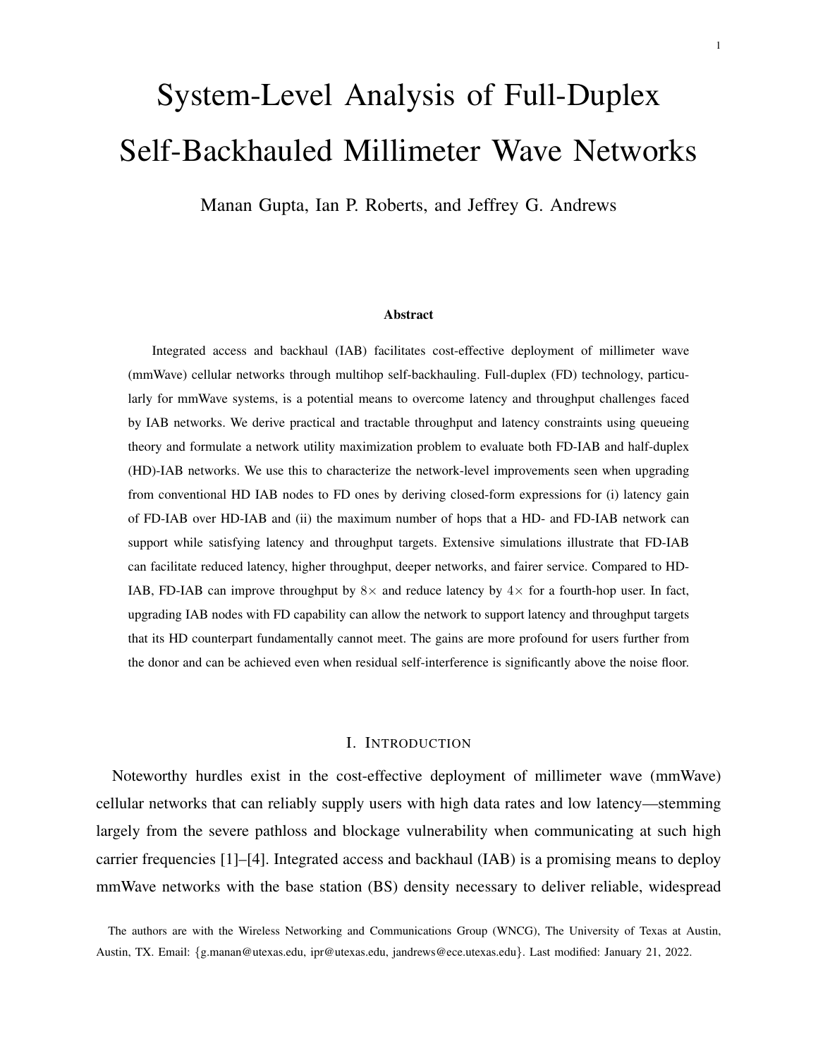# System-Level Analysis of Full-Duplex Self-Backhauled Millimeter Wave Networks

Manan Gupta, Ian P. Roberts, and Jeffrey G. Andrews

### Abstract

Integrated access and backhaul (IAB) facilitates cost-effective deployment of millimeter wave (mmWave) cellular networks through multihop self-backhauling. Full-duplex (FD) technology, particularly for mmWave systems, is a potential means to overcome latency and throughput challenges faced by IAB networks. We derive practical and tractable throughput and latency constraints using queueing theory and formulate a network utility maximization problem to evaluate both FD-IAB and half-duplex (HD)-IAB networks. We use this to characterize the network-level improvements seen when upgrading from conventional HD IAB nodes to FD ones by deriving closed-form expressions for (i) latency gain of FD-IAB over HD-IAB and (ii) the maximum number of hops that a HD- and FD-IAB network can support while satisfying latency and throughput targets. Extensive simulations illustrate that FD-IAB can facilitate reduced latency, higher throughput, deeper networks, and fairer service. Compared to HD-IAB, FD-IAB can improve throughput by $8\times$ and reduce latency by $4\times$ for a fourth-hop user. In fact, upgrading IAB nodes with FD capability can allow the network to support latency and throughput targets that its HD counterpart fundamentally cannot meet. The gains are more profound for users further from the donor and can be achieved even when residual self-interference is significantly above the noise floor.

## I. Introduction

Noteworthy hurdles exist in the cost-effective deployment of millimeter wave (mmWave) cellular networks that can reliably supply users with high data rates and low latency—stemming largely from the severe pathloss and blockage vulnerability when communicating at such high carrier frequencies [1]–[4]. Integrated access and backhaul (IAB) is a promising means to deploy mmWave networks with the base station (BS) density necessary to deliver reliable, widespread

The authors are with the Wireless Networking and Communications Group (WNCG), The University of Texas at Austin, Austin, TX. Email: {g.manan@utexas.edu, ipr@utexas.edu, jandrews@ece.utexas.edu}. Last modified: January 21, 2022.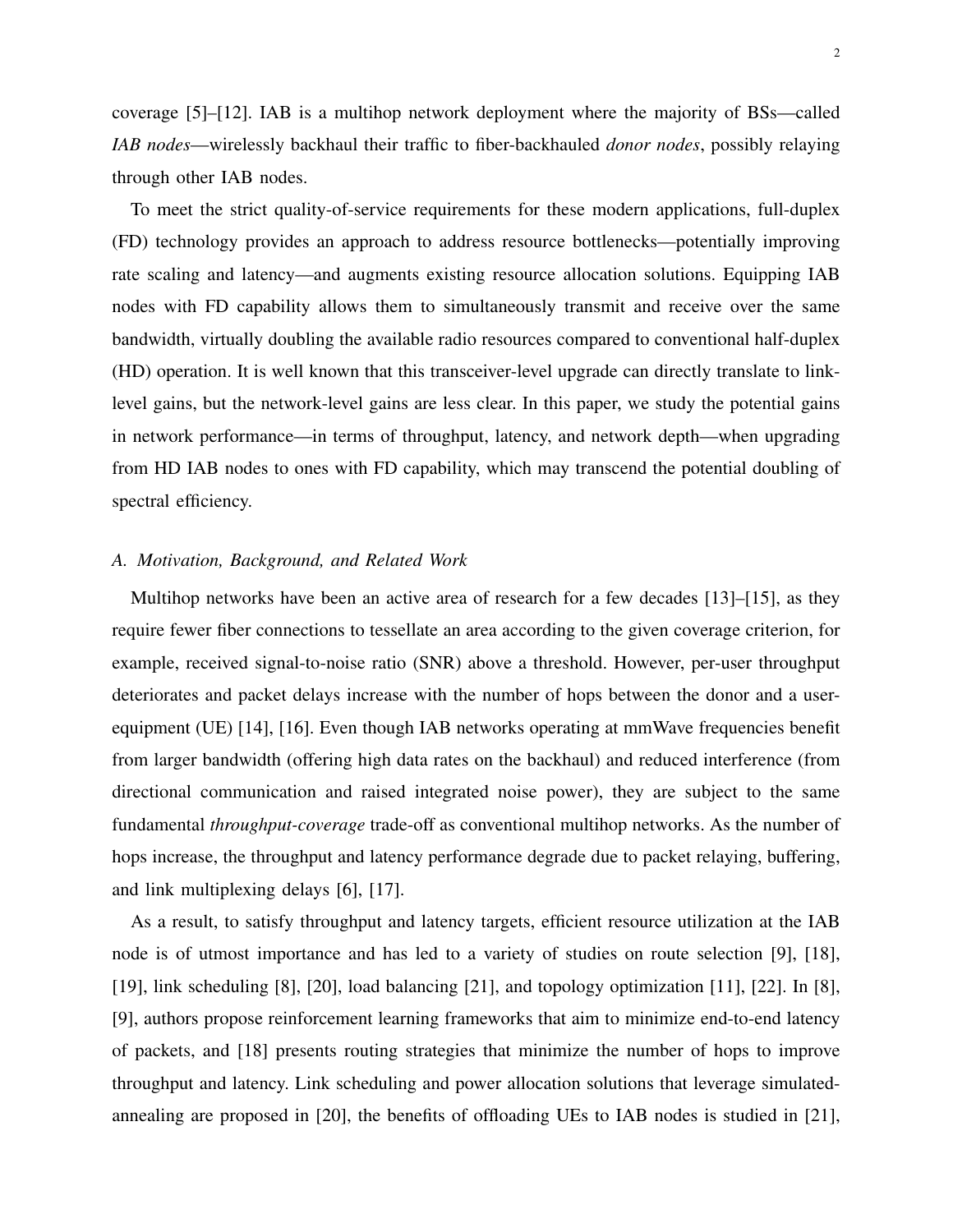coverage [5]–[12]. IAB is a multihop network deployment where the majority of BSs—called *IAB nodes*—wirelessly backhaul their traffic to fiber-backhauled *donor nodes*, possibly relaying through other IAB nodes.

To meet the strict quality-of-service requirements for these modern applications, full-duplex (FD) technology provides an approach to address resource bottlenecks—potentially improving rate scaling and latency—and augments existing resource allocation solutions. Equipping IAB nodes with FD capability allows them to simultaneously transmit and receive over the same bandwidth, virtually doubling the available radio resources compared to conventional half-duplex (HD) operation. It is well known that this transceiver-level upgrade can directly translate to link-level gains, but the network-level gains are less clear. In this paper, we study the potential gains in network performance—in terms of throughput, latency, and network depth—when upgrading from HD IAB nodes to ones with FD capability, which may transcend the potential doubling of spectral efficiency.

### A. Motivation, Background, and Related Work

Multihop networks have been an active area of research for a few decades [13]–[15], as they require fewer fiber connections to tessellate an area according to the given coverage criterion, for example, received signal-to-noise ratio (SNR) above a threshold. However, per-user throughput deteriorates and packet delays increase with the number of hops between the donor and a user-equipment (UE) [14], [16]. Even though IAB networks operating at mmWave frequencies benefit from larger bandwidth (offering high data rates on the backhaul) and reduced interference (from directional communication and raised integrated noise power), they are subject to the same fundamental *throughput-coverage* trade-off as conventional multihop networks. As the number of hops increase, the throughput and latency performance degrade due to packet relaying, buffering, and link multiplexing delays [6], [17].

As a result, to satisfy throughput and latency targets, efficient resource utilization at the IAB node is of utmost importance and has led to a variety of studies on route selection [9], [18], [19], link scheduling [8], [20], load balancing [21], and topology optimization [11], [22]. In [8], [9], authors propose reinforcement learning frameworks that aim to minimize end-to-end latency of packets, and [18] presents routing strategies that minimize the number of hops to improve throughput and latency. Link scheduling and power allocation solutions that leverage simulated-annealing are proposed in [20], the benefits of offloading UEs to IAB nodes is studied in [21],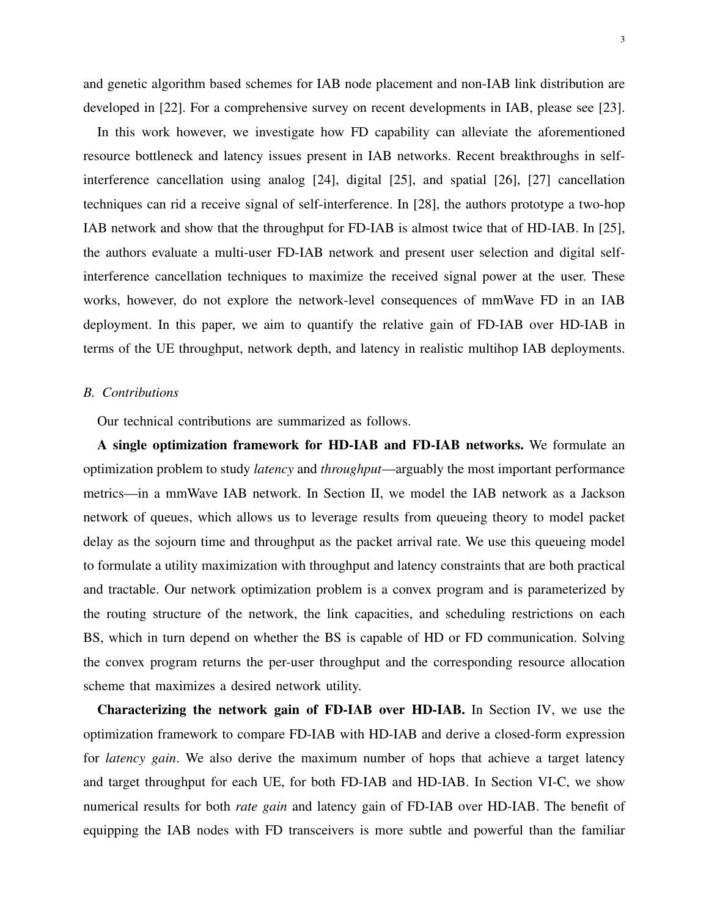and genetic algorithm based schemes for IAB node placement and non-IAB link distribution are developed in [22]. For a comprehensive survey on recent developments in IAB, please see [23].

In this work however, we investigate how FD capability can alleviate the aforementioned resource bottleneck and latency issues present in IAB networks. Recent breakthroughs in self-interference cancellation using analog [24], digital [25], and spatial [26], [27] cancellation techniques can rid a receive signal of self-interference. In [28], the authors prototype a two-hop IAB network and show that the throughput for FD-IAB is almost twice that of HD-IAB. In [25], the authors evaluate a multi-user FD-IAB network and present user selection and digital self-interference cancellation techniques to maximize the received signal power at the user. These works, however, do not explore the network-level consequences of mmWave FD in an IAB deployment. In this paper, we aim to quantify the relative gain of FD-IAB over HD-IAB in terms of the UE throughput, network depth, and latency in realistic multihop IAB deployments.

### *B. Contributions*

Our technical contributions are summarized as follows.

**A single optimization framework for HD-IAB and FD-IAB networks.** We formulate an optimization problem to study *latency* and *throughput*—arguably the most important performance metrics—in a mmWave IAB network. In Section II, we model the IAB network as a Jackson network of queues, which allows us to leverage results from queueing theory to model packet delay as the sojourn time and throughput as the packet arrival rate. We use this queueing model to formulate a utility maximization with throughput and latency constraints that are both practical and tractable. Our network optimization problem is a convex program and is parameterized by the routing structure of the network, the link capacities, and scheduling restrictions on each BS, which in turn depend on whether the BS is capable of HD or FD communication. Solving the convex program returns the per-user throughput and the corresponding resource allocation scheme that maximizes a desired network utility.

**Characterizing the network gain of FD-IAB over HD-IAB.** In Section IV, we use the optimization framework to compare FD-IAB with HD-IAB and derive a closed-form expression for *latency gain*. We also derive the maximum number of hops that achieve a target latency and target throughput for each UE, for both FD-IAB and HD-IAB. In Section VI-C, we show numerical results for both *rate gain* and latency gain of FD-IAB over HD-IAB. The benefit of equipping the IAB nodes with FD transceivers is more subtle and powerful than the familiar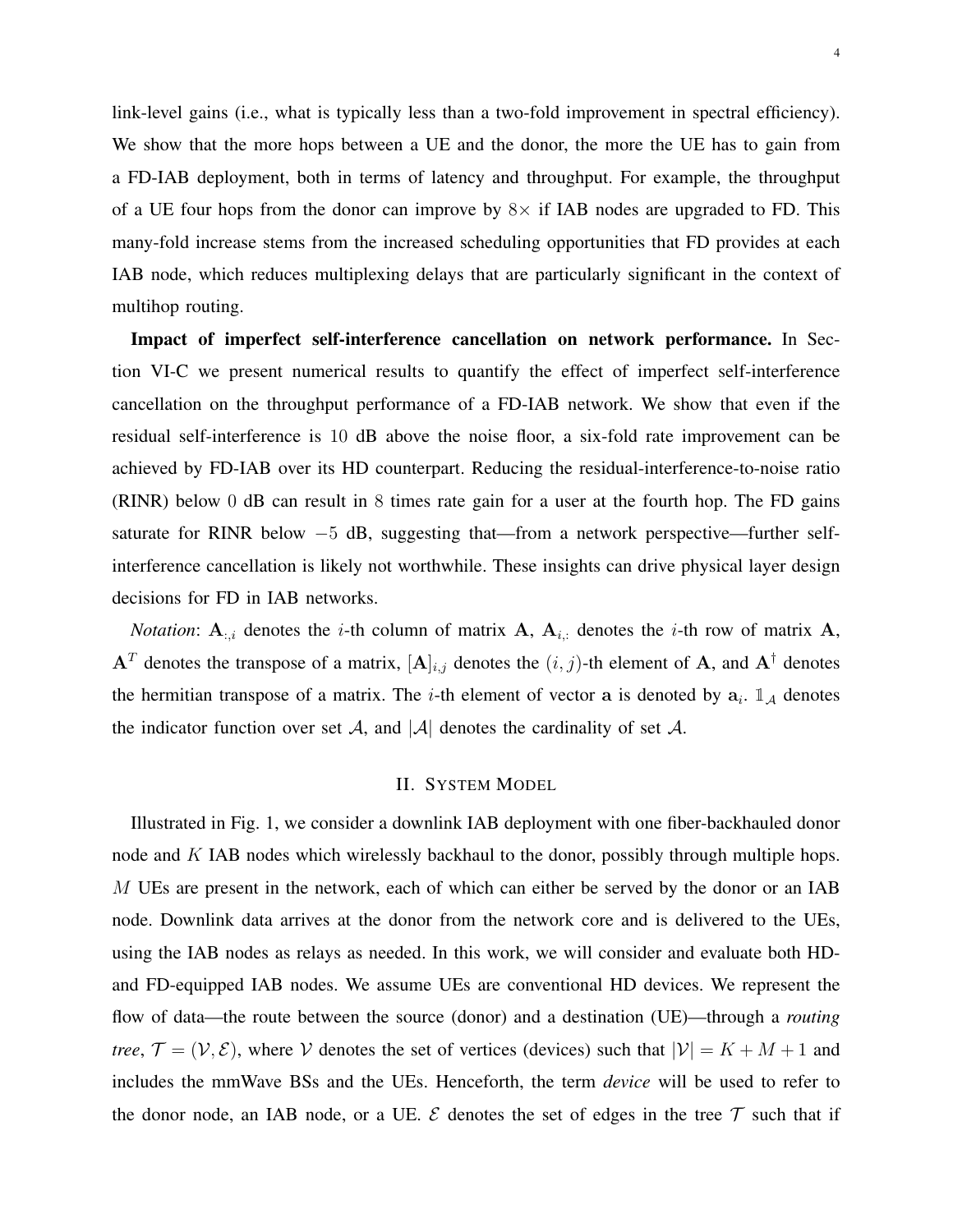link-level gains (i.e., what is typically less than a two-fold improvement in spectral efficiency). We show that the more hops between a UE and the donor, the more the UE has to gain from a FD-IAB deployment, both in terms of latency and throughput. For example, the throughput of a UE four hops from the donor can improve by $8\times$ if IAB nodes are upgraded to FD. This many-fold increase stems from the increased scheduling opportunities that FD provides at each IAB node, which reduces multiplexing delays that are particularly significant in the context of multihop routing.

**Impact of imperfect self-interference cancellation on network performance.** In Section VI-C we present numerical results to quantify the effect of imperfect self-interference cancellation on the throughput performance of a FD-IAB network. We show that even if the residual self-interference is $10$ dB above the noise floor, a six-fold rate improvement can be achieved by FD-IAB over its HD counterpart. Reducing the residual-interference-to-noise ratio (RINR) below $0$ dB can result in $8$ times rate gain for a user at the fourth hop. The FD gains saturate for RINR below $-5$ dB, suggesting that—from a network perspective—further self-interference cancellation is likely not worthwhile. These insights can drive physical layer design decisions for FD in IAB networks.

*Notation*: $\mathbf{A}_{:,i}$ denotes the $i$-th column of matrix $\mathbf{A}$, $\mathbf{A}_{i,:}$ denotes the $i$-th row of matrix $\mathbf{A}$, $\mathbf{A}^T$ denotes the transpose of a matrix, $[\mathbf{A}]_{i,j}$ denotes the $(i,j)$-th element of $\mathbf{A}$, and $\mathbf{A}^\dagger$ denotes the hermitian transpose of a matrix. The $i$-th element of vector $\mathbf{a}$ is denoted by $\mathbf{a}_i$. $\mathbb{1}_{\mathcal{A}}$ denotes the indicator function over set $\mathcal{A}$, and $|\mathcal{A}|$ denotes the cardinality of set $\mathcal{A}$.

## II. System Model

Illustrated in Fig. 1, we consider a downlink IAB deployment with one fiber-backhauled donor node and $K$ IAB nodes which wirelessly backhaul to the donor, possibly through multiple hops. $M$ UEs are present in the network, each of which can either be served by the donor or an IAB node. Downlink data arrives at the donor from the network core and is delivered to the UEs, using the IAB nodes as relays as needed. In this work, we will consider and evaluate both HD- and FD-equipped IAB nodes. We assume UEs are conventional HD devices. We represent the flow of data—the route between the source (donor) and a destination (UE)—through a *routing tree*, $\mathcal{T} = (\mathcal{V}, \mathcal{E})$, where $\mathcal{V}$ denotes the set of vertices (devices) such that $|\mathcal{V}| = K + M + 1$ and includes the mmWave BSs and the UEs. Henceforth, the term *device* will be used to refer to the donor node, an IAB node, or a UE. $\mathcal{E}$ denotes the set of edges in the tree $\mathcal{T}$ such that if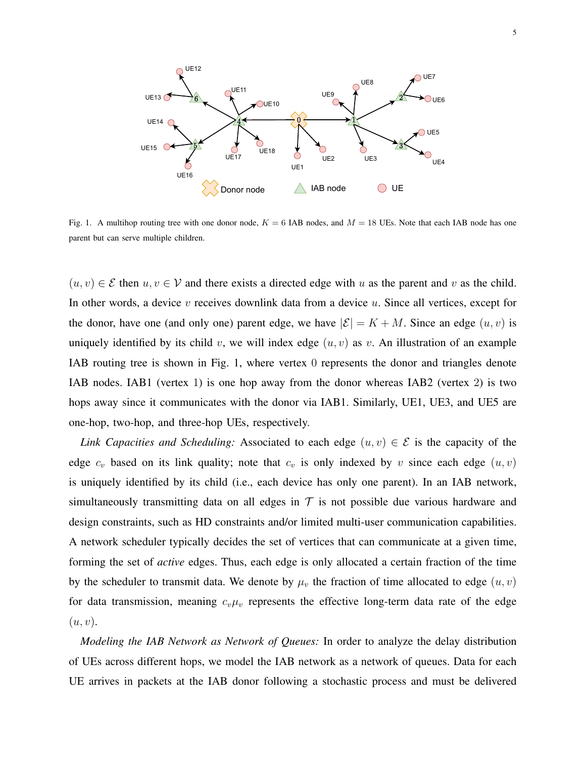Fig. 1. A multihop routing tree with one donor node, $K = 6$ IAB nodes, and $M = 18$ UEs. Note that each IAB node has one parent but can serve multiple children.

$(u, v) \in \mathcal{E}$ then $u, v \in \mathcal{V}$ and there exists a directed edge with $u$ as the parent and $v$ as the child. In other words, a device $v$ receives downlink data from a device $u$. Since all vertices, except for the donor, have one (and only one) parent edge, we have $|\mathcal{E}| = K + M$. Since an edge $(u, v)$ is uniquely identified by its child $v$, we will index edge $(u, v)$ as $v$. An illustration of an example IAB routing tree is shown in Fig. 1, where vertex $0$ represents the donor and triangles denote IAB nodes. IAB1 (vertex $1$) is one hop away from the donor whereas IAB2 (vertex $2$) is two hops away since it communicates with the donor via IAB1. Similarly, UE1, UE3, and UE5 are one-hop, two-hop, and three-hop UEs, respectively.

*Link Capacities and Scheduling:* Associated to each edge $(u, v) \in \mathcal{E}$ is the capacity of the edge $c_v$ based on its link quality; note that $c_v$ is only indexed by $v$ since each edge $(u, v)$ is uniquely identified by its child (i.e., each device has only one parent). In an IAB network, simultaneously transmitting data on all edges in $\mathcal{T}$ is not possible due various hardware and design constraints, such as HD constraints and/or limited multi-user communication capabilities. A network scheduler typically decides the set of vertices that can communicate at a given time, forming the set of *active* edges. Thus, each edge is only allocated a certain fraction of the time by the scheduler to transmit data. We denote by $\mu_v$ the fraction of time allocated to edge $(u, v)$ for data transmission, meaning $c_v \mu_v$ represents the effective long-term data rate of the edge $(u, v)$.

*Modeling the IAB Network as Network of Queues:* In order to analyze the delay distribution of UEs across different hops, we model the IAB network as a network of queues. Data for each UE arrives in packets at the IAB donor following a stochastic process and must be delivered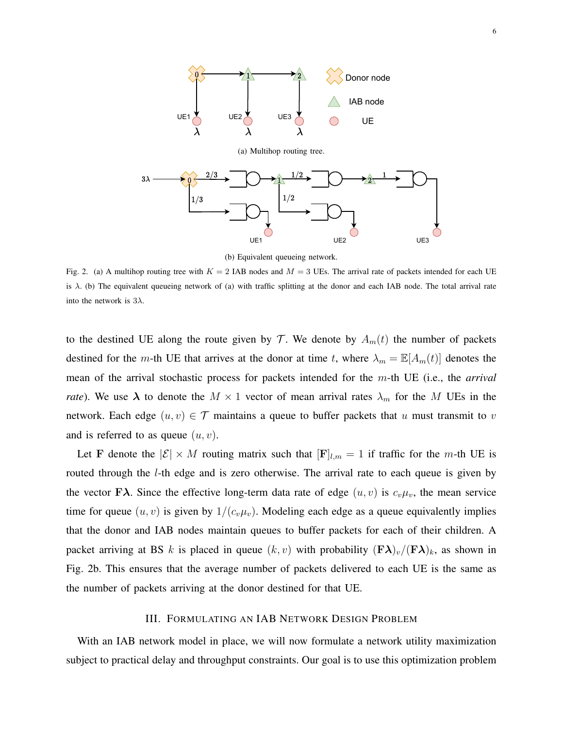(a) Multihop routing tree.

(b) Equivalent queueing network.

Fig. 2. (a) A multihop routing tree with $K = 2$ IAB nodes and $M = 3$ UEs. The arrival rate of packets intended for each UE is $\lambda$. (b) The equivalent queueing network of (a) with traffic splitting at the donor and each IAB node. The total arrival rate into the network is $3\lambda$.

to the destined UE along the route given by $\mathcal{T}$. We denote by $A_m(t)$ the number of packets destined for the $m$-th UE that arrives at the donor at time $t$, where $\lambda_m = \mathbb{E}[A_m(t)]$ denotes the mean of the arrival stochastic process for packets intended for the $m$-th UE (i.e., the *arrival rate*). We use $\boldsymbol{\lambda}$ to denote the $M \times 1$ vector of mean arrival rates $\lambda_m$ for the $M$ UEs in the network. Each edge $(u, v) \in \mathcal{T}$ maintains a queue to buffer packets that $u$ must transmit to $v$ and is referred to as queue $(u, v)$.

Let $\mathbf{F}$ denote the $|\mathcal{E}| \times M$ routing matrix such that $[\mathbf{F}]_{l,m} = 1$ if traffic for the $m$-th UE is routed through the $l$-th edge and is zero otherwise. The arrival rate to each queue is given by the vector $\mathbf{F}\boldsymbol{\lambda}$. Since the effective long-term data rate of edge $(u, v)$ is $c_v\mu_v$, the mean service time for queue $(u, v)$ is given by $1/(c_v\mu_v)$. Modeling each edge as a queue equivalently implies that the donor and IAB nodes maintain queues to buffer packets for each of their children. A packet arriving at BS $k$ is placed in queue $(k, v)$ with probability $(\mathbf{F}\boldsymbol{\lambda})_v/(\mathbf{F}\boldsymbol{\lambda})_k$, as shown in Fig. 2b. This ensures that the average number of packets delivered to each UE is the same as the number of packets arriving at the donor destined for that UE.

## III. Formulating an IAB Network Design Problem

With an IAB network model in place, we will now formulate a network utility maximization subject to practical delay and throughput constraints. Our goal is to use this optimization problem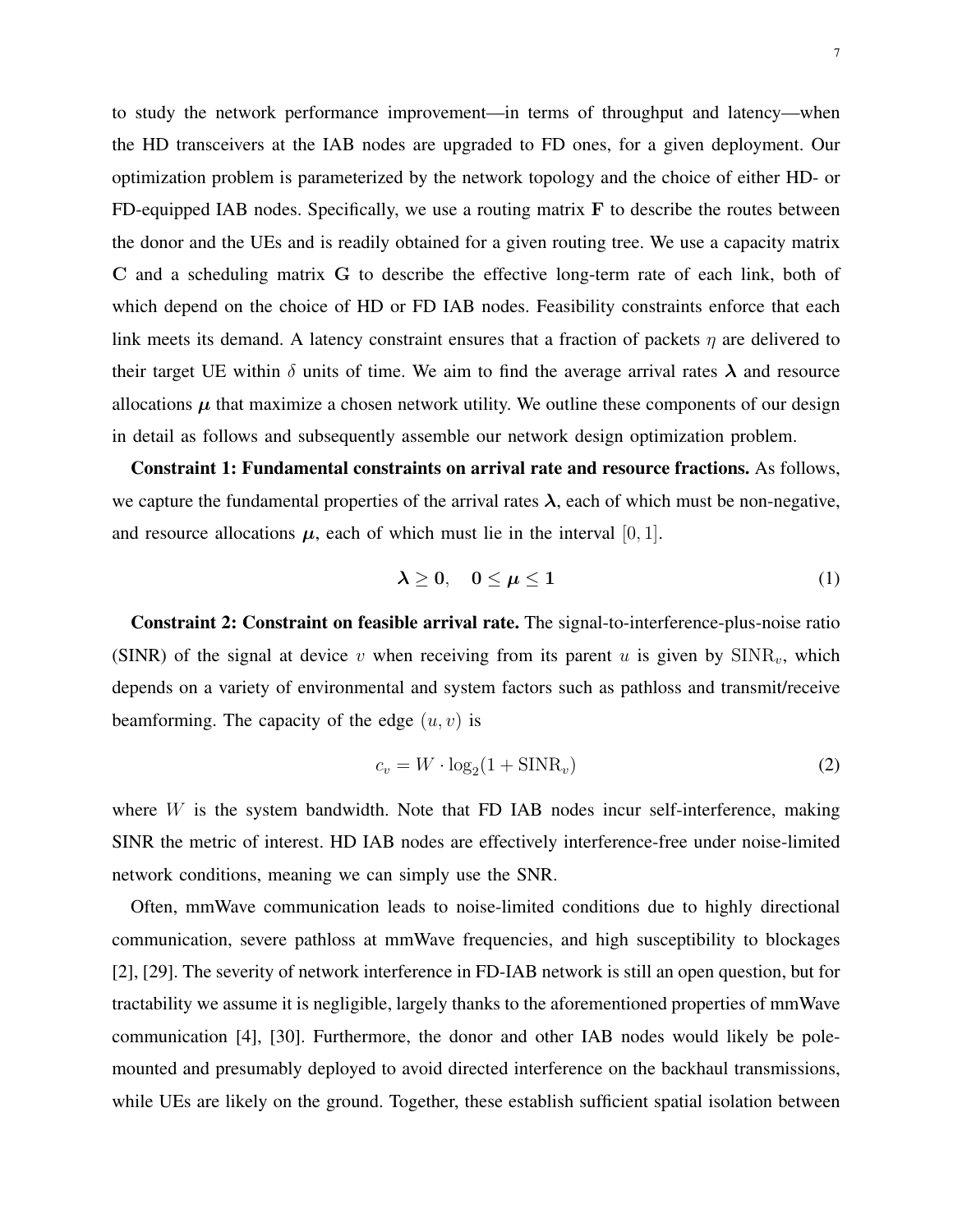to study the network performance improvement—in terms of throughput and latency—when the HD transceivers at the IAB nodes are upgraded to FD ones, for a given deployment. Our optimization problem is parameterized by the network topology and the choice of either HD- or FD-equipped IAB nodes. Specifically, we use a routing matrix $\mathbf{F}$ to describe the routes between the donor and the UEs and is readily obtained for a given routing tree. We use a capacity matrix $\mathbf{C}$ and a scheduling matrix $\mathbf{G}$ to describe the effective long-term rate of each link, both of which depend on the choice of HD or FD IAB nodes. Feasibility constraints enforce that each link meets its demand. A latency constraint ensures that a fraction of packets $\eta$ are delivered to their target UE within $\delta$ units of time. We aim to find the average arrival rates $\boldsymbol{\lambda}$ and resource allocations $\boldsymbol{\mu}$ that maximize a chosen network utility. We outline these components of our design in detail as follows and subsequently assemble our network design optimization problem.

**Constraint 1: Fundamental constraints on arrival rate and resource fractions.** As follows, we capture the fundamental properties of the arrival rates $\boldsymbol{\lambda}$, each of which must be non-negative, and resource allocations $\boldsymbol{\mu}$, each of which must lie in the interval $[0, 1]$.

$$\boldsymbol{\lambda} \geq \mathbf{0}, \quad \mathbf{0} \leq \boldsymbol{\mu} \leq \mathbf{1} \tag{1}$$

**Constraint 2: Constraint on feasible arrival rate.** The signal-to-interference-plus-noise ratio (SINR) of the signal at device $v$ when receiving from its parent $u$ is given by $\mathrm{SINR}_v$, which depends on a variety of environmental and system factors such as pathloss and transmit/receive beamforming. The capacity of the edge $(u, v)$ is

$$c_v = W \cdot \log_2(1 + \mathrm{SINR}_v) \tag{2}$$

where $W$ is the system bandwidth. Note that FD IAB nodes incur self-interference, making SINR the metric of interest. HD IAB nodes are effectively interference-free under noise-limited network conditions, meaning we can simply use the SNR.

Often, mmWave communication leads to noise-limited conditions due to highly directional communication, severe pathloss at mmWave frequencies, and high susceptibility to blockages [2], [29]. The severity of network interference in FD-IAB network is still an open question, but for tractability we assume it is negligible, largely thanks to the aforementioned properties of mmWave communication [4], [30]. Furthermore, the donor and other IAB nodes would likely be pole-mounted and presumably deployed to avoid directed interference on the backhaul transmissions, while UEs are likely on the ground. Together, these establish sufficient spatial isolation between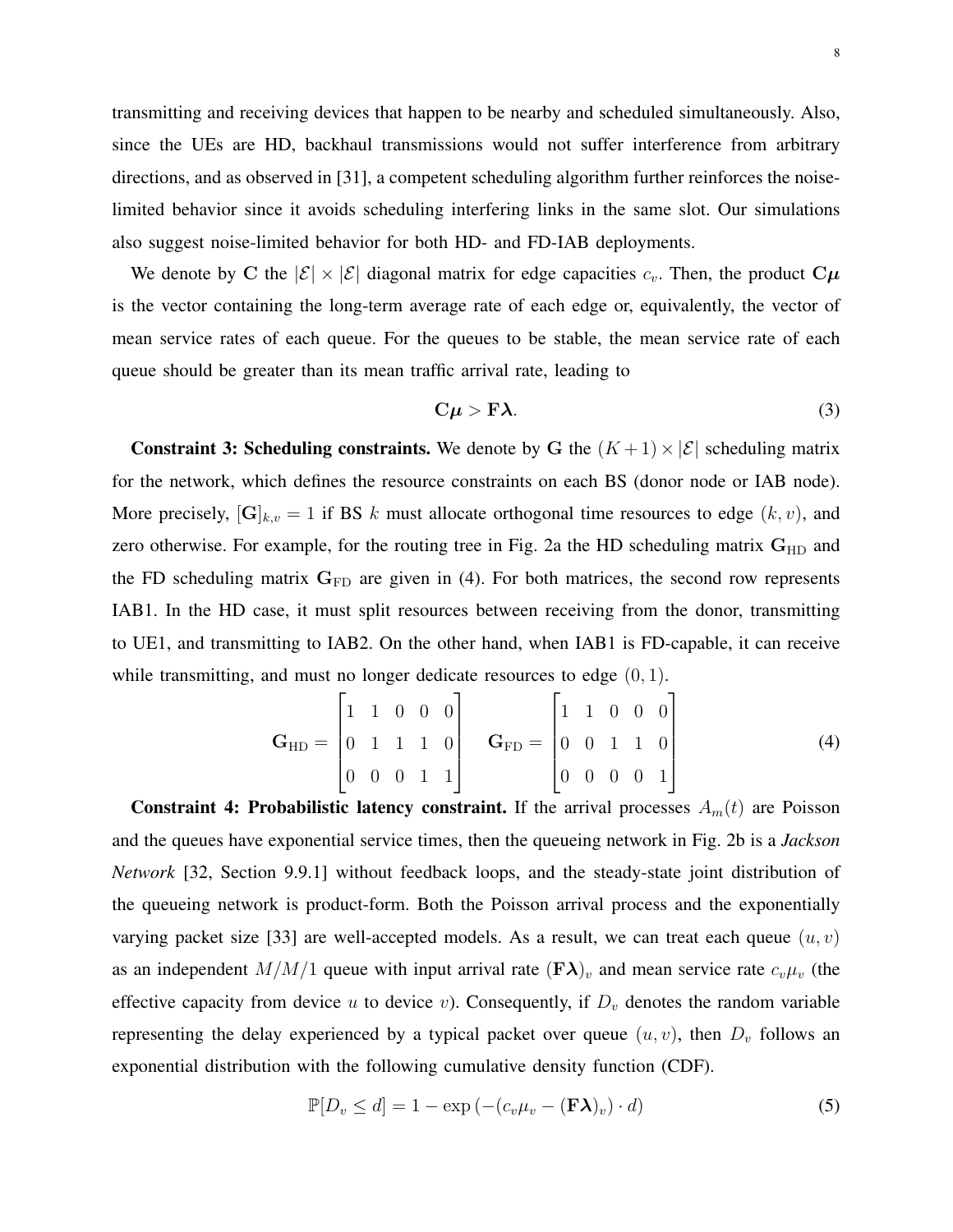transmitting and receiving devices that happen to be nearby and scheduled simultaneously. Also, since the UEs are HD, backhaul transmissions would not suffer interference from arbitrary directions, and as observed in [31], a competent scheduling algorithm further reinforces the noise-limited behavior since it avoids scheduling interfering links in the same slot. Our simulations also suggest noise-limited behavior for both HD- and FD-IAB deployments.

We denote by $\mathbf{C}$ the $|\mathcal{E}| \times |\mathcal{E}|$ diagonal matrix for edge capacities $c_v$. Then, the product $\mathbf{C}\boldsymbol{\mu}$ is the vector containing the long-term average rate of each edge or, equivalently, the vector of mean service rates of each queue. For the queues to be stable, the mean service rate of each queue should be greater than its mean traffic arrival rate, leading to

$$\mathbf{C}\boldsymbol{\mu} > \mathbf{F}\boldsymbol{\lambda}. \tag{3}$$

**Constraint 3: Scheduling constraints.** We denote by $\mathbf{G}$ the $(K+1) \times |\mathcal{E}|$ scheduling matrix for the network, which defines the resource constraints on each BS (donor node or IAB node). More precisely, $[\mathbf{G}]_{k,v} = 1$ if BS $k$ must allocate orthogonal time resources to edge $(k, v)$, and zero otherwise. For example, for the routing tree in Fig. 2a the HD scheduling matrix $\mathbf{G}_{\text{HD}}$ and the FD scheduling matrix $\mathbf{G}_{\text{FD}}$ are given in (4). For both matrices, the second row represents IAB1. In the HD case, it must split resources between receiving from the donor, transmitting to UE1, and transmitting to IAB2. On the other hand, when IAB1 is FD-capable, it can receive while transmitting, and must no longer dedicate resources to edge $(0, 1)$.

$$\mathbf{G}_{\text{HD}} = \begin{bmatrix} 1 & 1 & 0 & 0 & 0 \\ 0 & 1 & 1 & 1 & 0 \\ 0 & 0 & 0 & 1 & 1 \end{bmatrix} \quad \mathbf{G}_{\text{FD}} = \begin{bmatrix} 1 & 1 & 0 & 0 & 0 \\ 0 & 0 & 1 & 1 & 0 \\ 0 & 0 & 0 & 0 & 1 \end{bmatrix} \tag{4}$$

**Constraint 4: Probabilistic latency constraint.** If the arrival processes $A_m(t)$ are Poisson and the queues have exponential service times, then the queueing network in Fig. 2b is a *Jackson Network* [32, Section 9.9.1] without feedback loops, and the steady-state joint distribution of the queueing network is product-form. Both the Poisson arrival process and the exponentially varying packet size [33] are well-accepted models. As a result, we can treat each queue $(u, v)$ as an independent $M/M/1$ queue with input arrival rate $(\mathbf{F}\boldsymbol{\lambda})_v$ and mean service rate $c_v \mu_v$ (the effective capacity from device $u$ to device $v$). Consequently, if $D_v$ denotes the random variable representing the delay experienced by a typical packet over queue $(u, v)$, then $D_v$ follows an exponential distribution with the following cumulative density function (CDF).

$$\mathbb{P}[D_v \leq d] = 1 - \exp\left(-(c_v \mu_v - (\mathbf{F}\boldsymbol{\lambda})_v) \cdot d\right) \tag{5}$$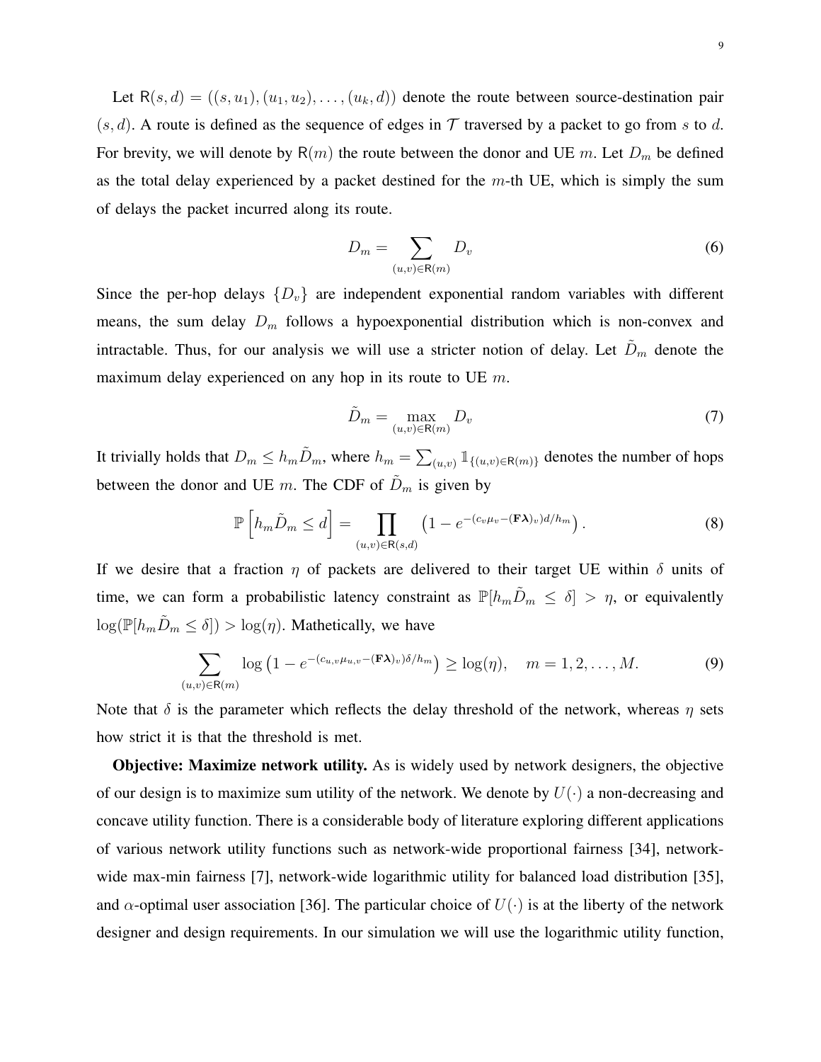Let $\mathsf{R}(s, d) = ((s, u_1), (u_1, u_2), \ldots, (u_k, d))$ denote the route between source-destination pair $(s, d)$. A route is defined as the sequence of edges in $\mathcal{T}$ traversed by a packet to go from $s$ to $d$. For brevity, we will denote by $\mathsf{R}(m)$ the route between the donor and UE $m$. Let $D_m$ be defined as the total delay experienced by a packet destined for the $m$-th UE, which is simply the sum of delays the packet incurred along its route.

$$D_m = \sum_{(u,v) \in \mathsf{R}(m)} D_v \tag{6}$$

Since the per-hop delays $\{D_v\}$ are independent exponential random variables with different means, the sum delay $D_m$ follows a hypoexponential distribution which is non-convex and intractable. Thus, for our analysis we will use a stricter notion of delay. Let $\tilde{D}_m$ denote the maximum delay experienced on any hop in its route to UE $m$.

$$\tilde{D}_m = \max_{(u,v) \in \mathsf{R}(m)} D_v \tag{7}$$

It trivially holds that $D_m \leq h_m \tilde{D}_m$, where $h_m = \sum_{(u,v)} \mathbb{1}_{\{(u,v) \in \mathsf{R}(m)\}}$ denotes the number of hops between the donor and UE $m$. The CDF of $\tilde{D}_m$ is given by

$$\mathbb{P}\left[h_m \tilde{D}_m \leq d\right] = \prod_{(u,v) \in \mathsf{R}(s,d)} \left(1 - e^{-(c_v \mu_v - (\mathbf{F}\boldsymbol{\lambda})_v) d / h_m}\right). \tag{8}$$

If we desire that a fraction $\eta$ of packets are delivered to their target UE within $\delta$ units of time, we can form a probabilistic latency constraint as $\mathbb{P}[h_m \tilde{D}_m \leq \delta] > \eta$, or equivalently $\log(\mathbb{P}[h_m \tilde{D}_m \leq \delta]) > \log(\eta)$. Mathetically, we have

$$\sum_{(u,v) \in \mathsf{R}(m)} \log\left(1 - e^{-(c_{u,v} \mu_{u,v} - (\mathbf{F}\boldsymbol{\lambda})_v) \delta / h_m}\right) \geq \log(\eta), \quad m = 1, 2, \ldots, M. \tag{9}$$

Note that $\delta$ is the parameter which reflects the delay threshold of the network, whereas $\eta$ sets how strict it is that the threshold is met.

**Objective: Maximize network utility.** As is widely used by network designers, the objective of our design is to maximize sum utility of the network. We denote by $U(\cdot)$ a non-decreasing and concave utility function. There is a considerable body of literature exploring different applications of various network utility functions such as network-wide proportional fairness [34], network-wide max-min fairness [7], network-wide logarithmic utility for balanced load distribution [35], and $\alpha$-optimal user association [36]. The particular choice of $U(\cdot)$ is at the liberty of the network designer and design requirements. In our simulation we will use the logarithmic utility function,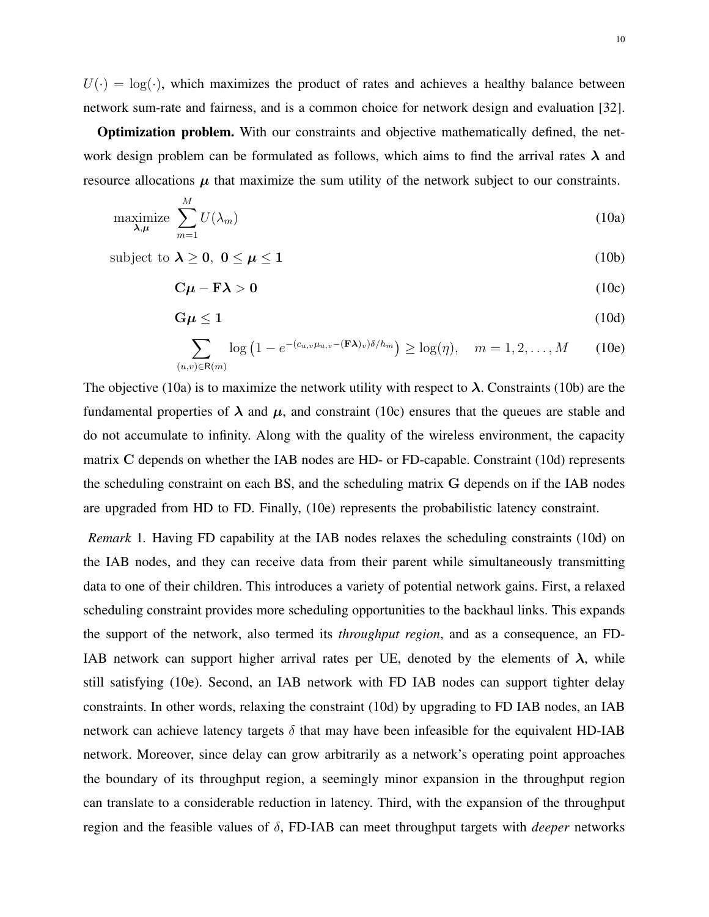$U(\cdot) = \log(\cdot)$, which maximizes the product of rates and achieves a healthy balance between network sum-rate and fairness, and is a common choice for network design and evaluation [32].

**Optimization problem.** With our constraints and objective mathematically defined, the network design problem can be formulated as follows, which aims to find the arrival rates $\boldsymbol{\lambda}$ and resource allocations $\boldsymbol{\mu}$ that maximize the sum utility of the network subject to our constraints.

$$\underset{\boldsymbol{\lambda},\boldsymbol{\mu}}{\text{maximize}} \ \sum_{m=1}^{M} U(\lambda_m) \tag{10a}$$

$$\text{subject to } \boldsymbol{\lambda} \geq \mathbf{0}, \ \mathbf{0} \leq \boldsymbol{\mu} \leq \mathbf{1} \tag{10b}$$

$$\mathbf{C}\boldsymbol{\mu} - \mathbf{F}\boldsymbol{\lambda} > \mathbf{0} \tag{10c}$$

$$\mathbf{G}\boldsymbol{\mu} \leq \mathbf{1} \tag{10d}$$

$$\sum_{(u,v)\in \mathsf{R}(m)} \log\left(1 - e^{-(c_{u,v}\mu_{u,v} - (\mathbf{F}\boldsymbol{\lambda})_v)\delta/h_m}\right) \geq \log(\eta), \quad m = 1, 2, \ldots, M \tag{10e}$$

The objective (10a) is to maximize the network utility with respect to $\boldsymbol{\lambda}$. Constraints (10b) are the fundamental properties of $\boldsymbol{\lambda}$ and $\boldsymbol{\mu}$, and constraint (10c) ensures that the queues are stable and do not accumulate to infinity. Along with the quality of the wireless environment, the capacity matrix $\mathbf{C}$ depends on whether the IAB nodes are HD- or FD-capable. Constraint (10d) represents the scheduling constraint on each BS, and the scheduling matrix $\mathbf{G}$ depends on if the IAB nodes are upgraded from HD to FD. Finally, (10e) represents the probabilistic latency constraint.

*Remark* 1. Having FD capability at the IAB nodes relaxes the scheduling constraints (10d) on the IAB nodes, and they can receive data from their parent while simultaneously transmitting data to one of their children. This introduces a variety of potential network gains. First, a relaxed scheduling constraint provides more scheduling opportunities to the backhaul links. This expands the support of the network, also termed its *throughput region*, and as a consequence, an FD-IAB network can support higher arrival rates per UE, denoted by the elements of $\boldsymbol{\lambda}$, while still satisfying (10e). Second, an IAB network with FD IAB nodes can support tighter delay constraints. In other words, relaxing the constraint (10d) by upgrading to FD IAB nodes, an IAB network can achieve latency targets $\delta$ that may have been infeasible for the equivalent HD-IAB network. Moreover, since delay can grow arbitrarily as a network's operating point approaches the boundary of its throughput region, a seemingly minor expansion in the throughput region can translate to a considerable reduction in latency. Third, with the expansion of the throughput region and the feasible values of $\delta$, FD-IAB can meet throughput targets with *deeper* networks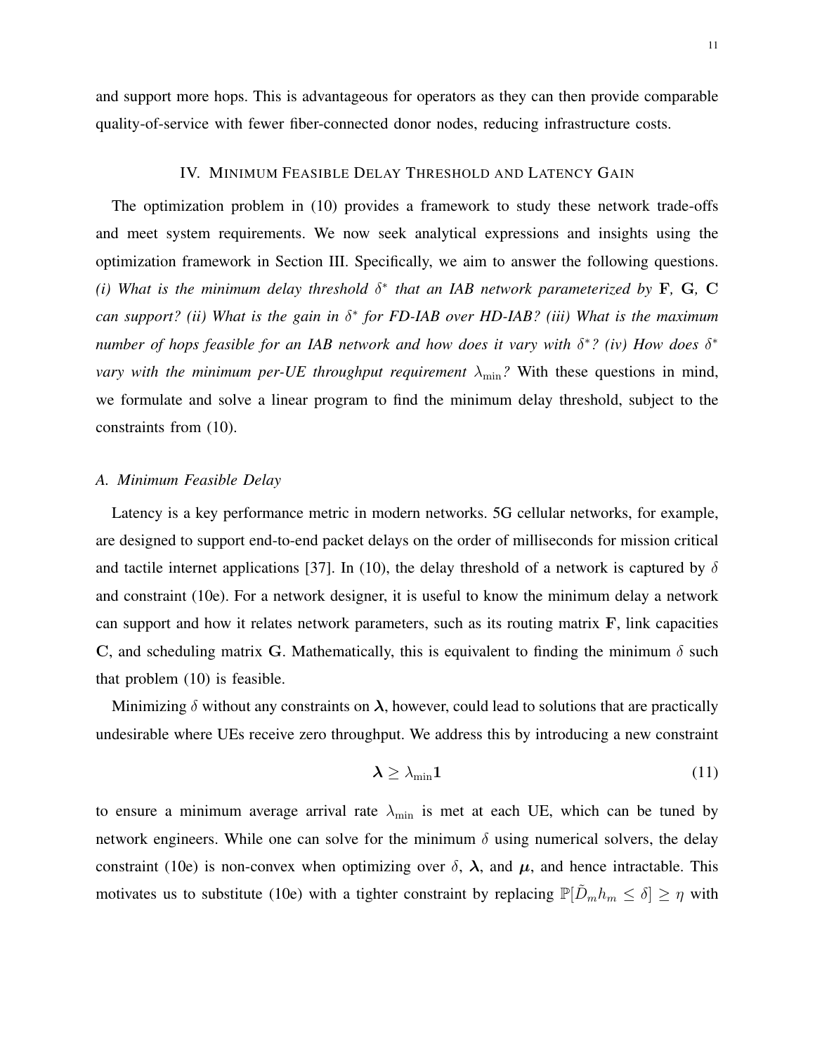and support more hops. This is advantageous for operators as they can then provide comparable quality-of-service with fewer fiber-connected donor nodes, reducing infrastructure costs.

## IV. Minimum Feasible Delay Threshold and Latency Gain

The optimization problem in (10) provides a framework to study these network trade-offs and meet system requirements. We now seek analytical expressions and insights using the optimization framework in Section III. Specifically, we aim to answer the following questions. *(i) What is the minimum delay threshold $\delta^*$ that an IAB network parameterized by* $\mathbf{F}$*,* $\mathbf{G}$*,* $\mathbf{C}$ *can support? (ii) What is the gain in $\delta^*$ for FD-IAB over HD-IAB? (iii) What is the maximum number of hops feasible for an IAB network and how does it vary with $\delta^*$? (iv) How does $\delta^*$ vary with the minimum per-UE throughput requirement $\lambda_{\min}$?* With these questions in mind, we formulate and solve a linear program to find the minimum delay threshold, subject to the constraints from (10).

### A. Minimum Feasible Delay

Latency is a key performance metric in modern networks. 5G cellular networks, for example, are designed to support end-to-end packet delays on the order of milliseconds for mission critical and tactile internet applications [37]. In (10), the delay threshold of a network is captured by $\delta$ and constraint (10e). For a network designer, it is useful to know the minimum delay a network can support and how it relates network parameters, such as its routing matrix $\mathbf{F}$, link capacities $\mathbf{C}$, and scheduling matrix $\mathbf{G}$. Mathematically, this is equivalent to finding the minimum $\delta$ such that problem (10) is feasible.

Minimizing $\delta$ without any constraints on $\boldsymbol{\lambda}$, however, could lead to solutions that are practically undesirable where UEs receive zero throughput. We address this by introducing a new constraint

$$\boldsymbol{\lambda} \geq \lambda_{\min} \mathbf{1} \tag{11}$$

to ensure a minimum average arrival rate $\lambda_{\min}$ is met at each UE, which can be tuned by network engineers. While one can solve for the minimum $\delta$ using numerical solvers, the delay constraint (10e) is non-convex when optimizing over $\delta$, $\boldsymbol{\lambda}$, and $\boldsymbol{\mu}$, and hence intractable. This motivates us to substitute (10e) with a tighter constraint by replacing $\mathbb{P}[\tilde{D}_m h_m \leq \delta] \geq \eta$ with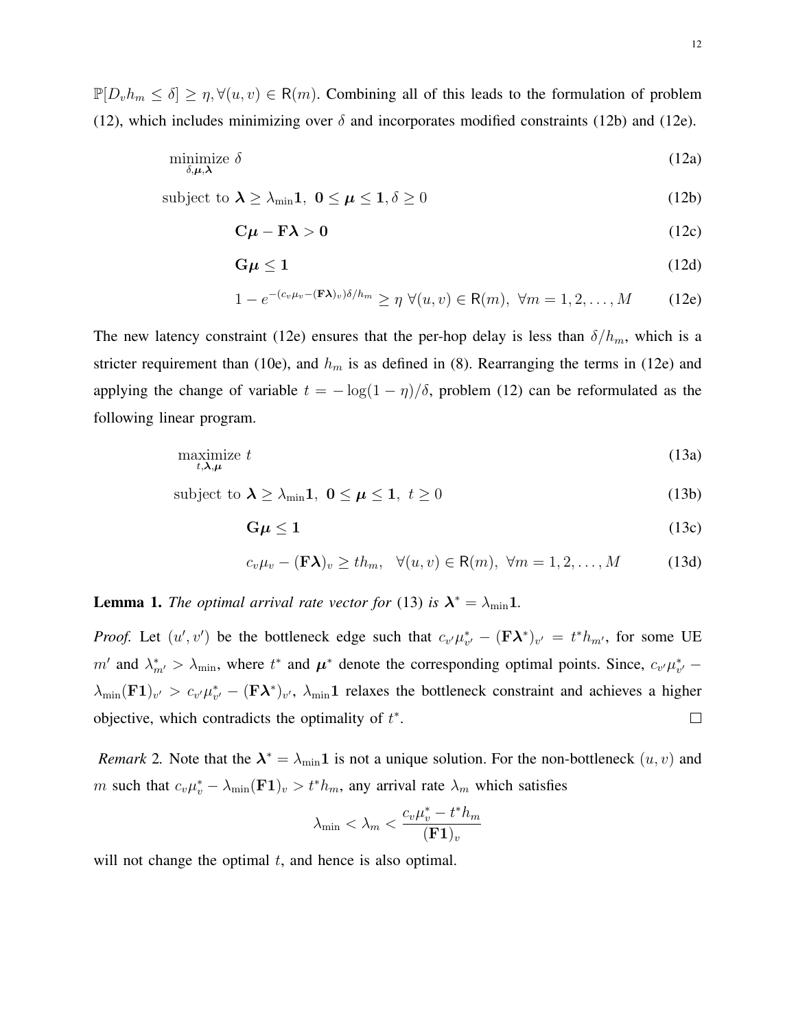$\mathbb{P}[D_v h_m \leq \delta] \geq \eta, \forall (u,v) \in \mathsf{R}(m)$. Combining all of this leads to the formulation of problem (12), which includes minimizing over $\delta$ and incorporates modified constraints (12b) and (12e).

$$\underset{\delta,\boldsymbol{\mu},\boldsymbol{\lambda}}{\text{minimize}} \ \delta \tag{12a}$$

$$\text{subject to } \boldsymbol{\lambda} \geq \lambda_{\min}\mathbf{1},\ \mathbf{0} \leq \boldsymbol{\mu} \leq \mathbf{1}, \delta \geq 0 \tag{12b}$$

$$\mathbf{C}\boldsymbol{\mu} - \mathbf{F}\boldsymbol{\lambda} > \mathbf{0} \tag{12c}$$

$$\mathbf{G}\boldsymbol{\mu} \leq \mathbf{1} \tag{12d}$$

$$1 - e^{-(c_v\mu_v - (\mathbf{F}\boldsymbol{\lambda})_v)\delta/h_m} \geq \eta \ \forall (u,v) \in \mathsf{R}(m),\ \forall m = 1, 2, \ldots, M \tag{12e}$$

The new latency constraint (12e) ensures that the per-hop delay is less than $\delta/h_m$, which is a stricter requirement than (10e), and $h_m$ is as defined in (8). Rearranging the terms in (12e) and applying the change of variable $t = -\log(1-\eta)/\delta$, problem (12) can be reformulated as the following linear program.

$$\underset{t,\boldsymbol{\lambda},\boldsymbol{\mu}}{\text{maximize}} \ t \tag{13a}$$

$$\text{subject to } \boldsymbol{\lambda} \geq \lambda_{\min}\mathbf{1},\ \mathbf{0} \leq \boldsymbol{\mu} \leq \mathbf{1},\ t \geq 0 \tag{13b}$$

$$\mathbf{G}\boldsymbol{\mu} \leq \mathbf{1} \tag{13c}$$

$$c_v\mu_v - (\mathbf{F}\boldsymbol{\lambda})_v \geq t h_m, \quad \forall (u,v) \in \mathsf{R}(m),\ \forall m = 1, 2, \ldots, M \tag{13d}$$

**Lemma 1.** *The optimal arrival rate vector for* (13) *is* $\boldsymbol{\lambda}^* = \lambda_{\min}\mathbf{1}$.

*Proof.* Let $(u', v')$ be the bottleneck edge such that $c_{v'}\mu^*_{v'} - (\mathbf{F}\boldsymbol{\lambda}^*)_{v'} = t^* h_{m'}$, for some UE $m'$ and $\lambda^*_{m'} > \lambda_{\min}$, where $t^*$ and $\boldsymbol{\mu}^*$ denote the corresponding optimal points. Since, $c_{v'}\mu^*_{v'} - \lambda_{\min}(\mathbf{F}\mathbf{1})_{v'} > c_{v'}\mu^*_{v'} - (\mathbf{F}\boldsymbol{\lambda}^*)_{v'}$, $\lambda_{\min}\mathbf{1}$ relaxes the bottleneck constraint and achieves a higher objective, which contradicts the optimality of $t^*$. □

*Remark* 2*.* Note that the $\boldsymbol{\lambda}^* = \lambda_{\min}\mathbf{1}$ is not a unique solution. For the non-bottleneck $(u, v)$ and $m$ such that $c_v\mu^*_v - \lambda_{\min}(\mathbf{F}\mathbf{1})_v > t^* h_m$, any arrival rate $\lambda_m$ which satisfies

$$\lambda_{\min} < \lambda_m < \frac{c_v\mu^*_v - t^* h_m}{(\mathbf{F}\mathbf{1})_v}$$

will not change the optimal $t$, and hence is also optimal.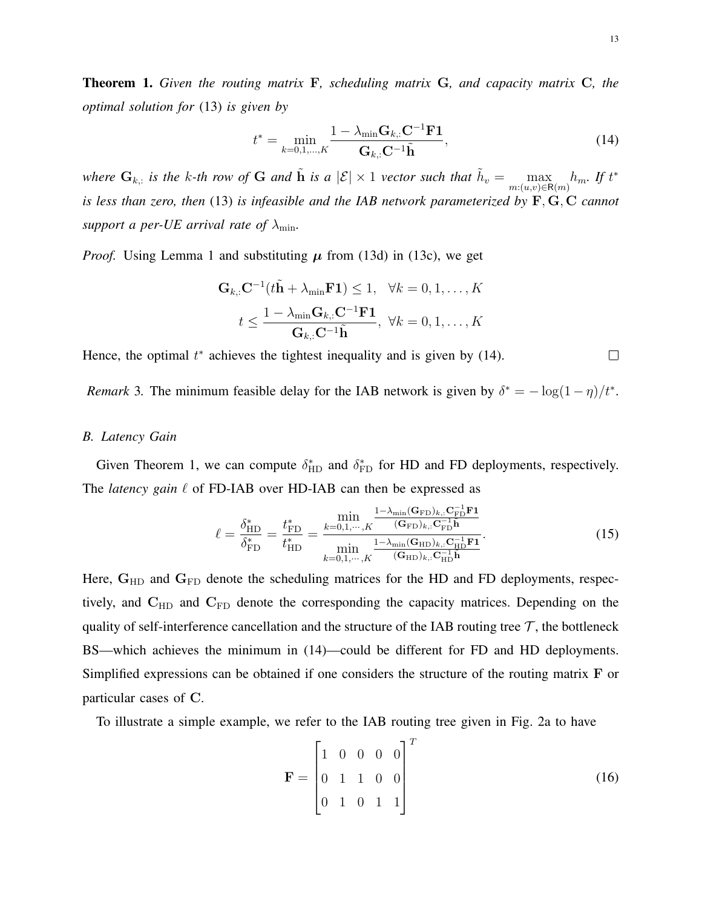**Theorem 1.** *Given the routing matrix* $\mathbf{F}$*, scheduling matrix* $\mathbf{G}$*, and capacity matrix* $\mathbf{C}$*, the optimal solution for* (13) *is given by*

$$t^* = \min_{k=0,1,\dots,K} \frac{1 - \lambda_{\min} \mathbf{G}_{k,:} \mathbf{C}^{-1} \mathbf{F} \mathbf{1}}{\mathbf{G}_{k,:} \mathbf{C}^{-1} \tilde{\mathbf{h}}}, \tag{14}$$

*where* $\mathbf{G}_{k,:}$ *is the* $k$*-th row of* $\mathbf{G}$ *and* $\tilde{\mathbf{h}}$ *is a* $|\mathcal{E}| \times 1$ *vector such that* $\tilde{h}_v = \max_{m:(u,v) \in \mathsf{R}(m)} h_m$*. If* $t^*$ *is less than zero, then* (13) *is infeasible and the IAB network parameterized by* $\mathbf{F}, \mathbf{G}, \mathbf{C}$ *cannot support a per-UE arrival rate of* $\lambda_{\min}$*.*

*Proof.* Using Lemma 1 and substituting $\boldsymbol{\mu}$ from (13d) in (13c), we get

$$\mathbf{G}_{k,:} \mathbf{C}^{-1} (t \tilde{\mathbf{h}} + \lambda_{\min} \mathbf{F} \mathbf{1}) \leq 1, \quad \forall k = 0, 1, \dots, K$$

$$t \leq \frac{1 - \lambda_{\min} \mathbf{G}_{k,:} \mathbf{C}^{-1} \mathbf{F} \mathbf{1}}{\mathbf{G}_{k,:} \mathbf{C}^{-1} \tilde{\mathbf{h}}}, \ \forall k = 0, 1, \dots, K$$

Hence, the optimal $t^*$ achieves the tightest inequality and is given by (14). □

*Remark* 3*.* The minimum feasible delay for the IAB network is given by $\delta^* = -\log(1-\eta)/t^*$.

### B. Latency Gain

Given Theorem 1, we can compute $\delta^*_{\text{HD}}$ and $\delta^*_{\text{FD}}$ for HD and FD deployments, respectively. The *latency gain* $\ell$ of FD-IAB over HD-IAB can then be expressed as

$$\ell = \frac{\delta^*_{\text{HD}}}{\delta^*_{\text{FD}}} = \frac{t^*_{\text{FD}}}{t^*_{\text{HD}}} = \frac{\min_{k=0,1,\cdots,K} \frac{1 - \lambda_{\min} (\mathbf{G}_{\text{FD}})_{k,:} \mathbf{C}_{\text{FD}}^{-1} \mathbf{F} \mathbf{1}}{(\mathbf{G}_{\text{FD}})_{k,:} \mathbf{C}_{\text{FD}}^{-1} \tilde{\mathbf{h}}}}{\min_{k=0,1,\cdots,K} \frac{1 - \lambda_{\min} (\mathbf{G}_{\text{HD}})_{k,:} \mathbf{C}_{\text{HD}}^{-1} \mathbf{F} \mathbf{1}}{(\mathbf{G}_{\text{HD}})_{k,:} \mathbf{C}_{\text{HD}}^{-1} \tilde{\mathbf{h}}}}. \tag{15}$$

Here, $\mathbf{G}_{\text{HD}}$ and $\mathbf{G}_{\text{FD}}$ denote the scheduling matrices for the HD and FD deployments, respectively, and $\mathbf{C}_{\text{HD}}$ and $\mathbf{C}_{\text{FD}}$ denote the corresponding the capacity matrices. Depending on the quality of self-interference cancellation and the structure of the IAB routing tree $\mathcal{T}$, the bottleneck BS—which achieves the minimum in (14)—could be different for FD and HD deployments. Simplified expressions can be obtained if one considers the structure of the routing matrix $\mathbf{F}$ or particular cases of $\mathbf{C}$.

To illustrate a simple example, we refer to the IAB routing tree given in Fig. 2a to have

$$\mathbf{F} = \begin{bmatrix} 1 & 0 & 0 & 0 & 0 \\ 0 & 1 & 1 & 0 & 0 \\ 0 & 1 & 0 & 1 & 1 \end{bmatrix}^T \tag{16}$$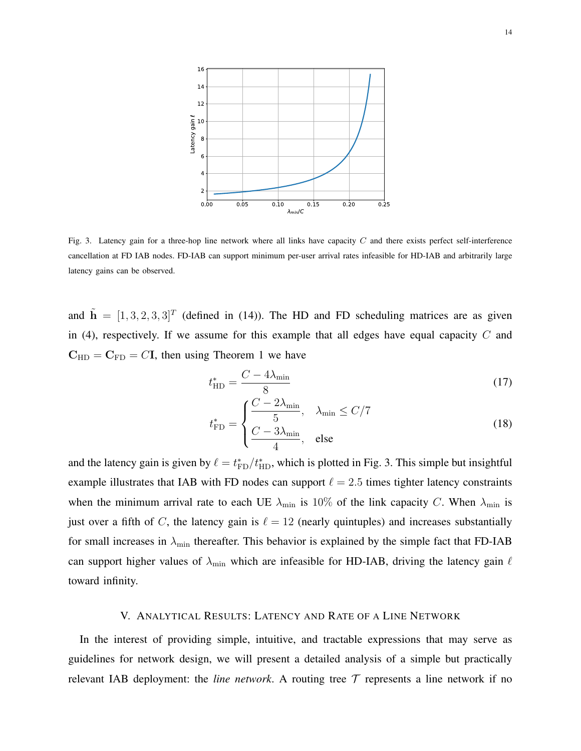Fig. 3. Latency gain for a three-hop line network where all links have capacity $C$ and there exists perfect self-interference cancellation at FD IAB nodes. FD-IAB can support minimum per-user arrival rates infeasible for HD-IAB and arbitrarily large latency gains can be observed.

and $\tilde{\mathbf{h}} = [1, 3, 2, 3, 3]^T$ (defined in (14)). The HD and FD scheduling matrices are as given in (4), respectively. If we assume for this example that all edges have equal capacity $C$ and $\mathbf{C}_{\text{HD}} = \mathbf{C}_{\text{FD}} = C\mathbf{I}$, then using Theorem 1 we have

$$t^*_{\text{HD}} = \frac{C - 4\lambda_{\min}}{8} \tag{17}$$

$$t^*_{\text{FD}} = \begin{cases} \dfrac{C - 2\lambda_{\min}}{5}, & \lambda_{\min} \leq C/7 \\ \dfrac{C - 3\lambda_{\min}}{4}, & \text{else} \end{cases} \tag{18}$$

and the latency gain is given by $\ell = t^*_{\text{FD}}/t^*_{\text{HD}}$, which is plotted in Fig. 3. This simple but insightful example illustrates that IAB with FD nodes can support $\ell = 2.5$ times tighter latency constraints when the minimum arrival rate to each UE $\lambda_{\min}$ is $10\%$ of the link capacity $C$. When $\lambda_{\min}$ is just over a fifth of $C$, the latency gain is $\ell = 12$ (nearly quintuples) and increases substantially for small increases in $\lambda_{\min}$ thereafter. This behavior is explained by the simple fact that FD-IAB can support higher values of $\lambda_{\min}$ which are infeasible for HD-IAB, driving the latency gain $\ell$ toward infinity.

## V. Analytical Results: Latency and Rate of a Line Network

In the interest of providing simple, intuitive, and tractable expressions that may serve as guidelines for network design, we will present a detailed analysis of a simple but practically relevant IAB deployment: the *line network*. A routing tree $\mathcal{T}$ represents a line network if no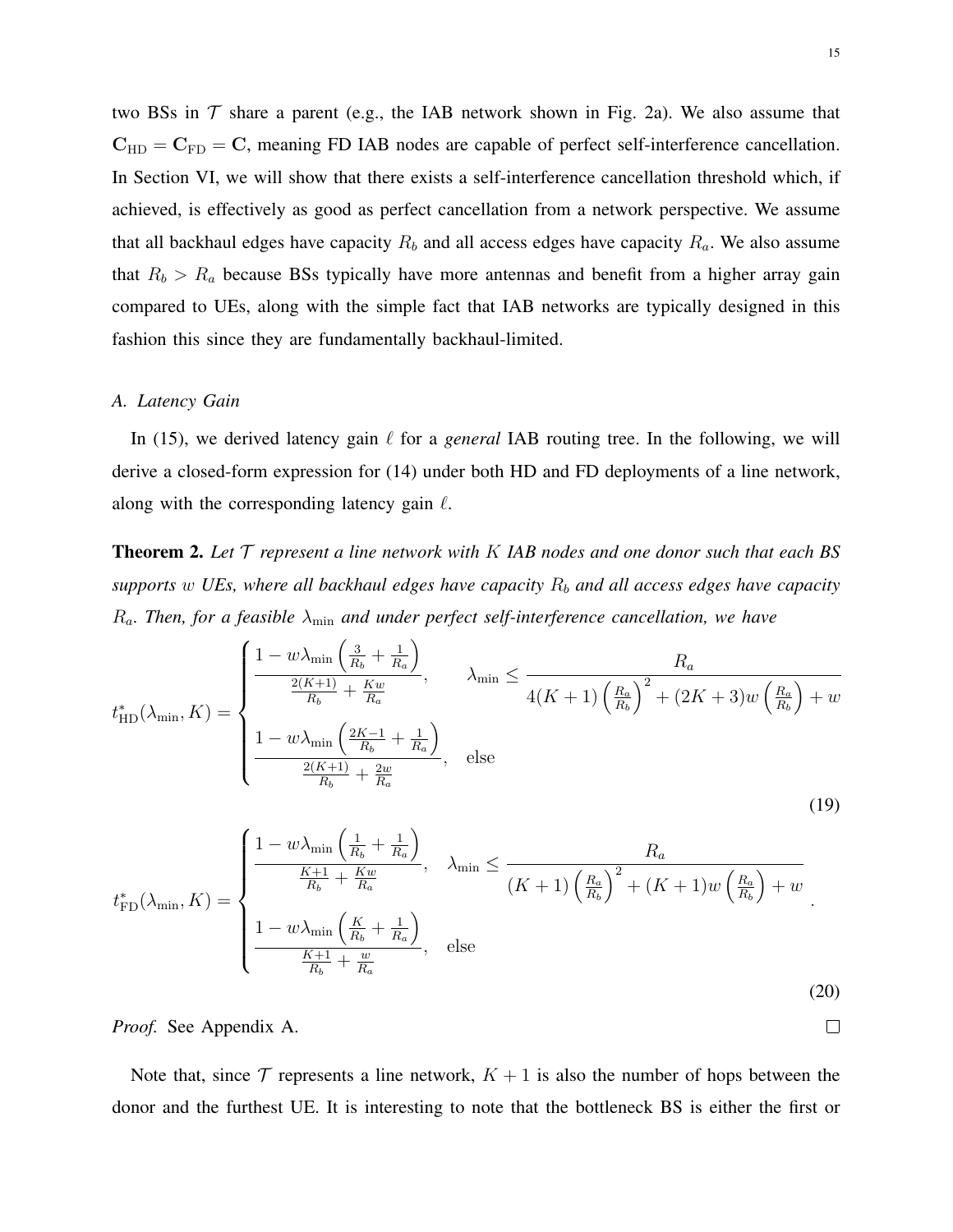two BSs in $\mathcal{T}$ share a parent (e.g., the IAB network shown in Fig. 2a). We also assume that $\mathbf{C}_{\text{HD}} = \mathbf{C}_{\text{FD}} = \mathbf{C}$, meaning FD IAB nodes are capable of perfect self-interference cancellation. In Section VI, we will show that there exists a self-interference cancellation threshold which, if achieved, is effectively as good as perfect cancellation from a network perspective. We assume that all backhaul edges have capacity $R_b$ and all access edges have capacity $R_a$. We also assume that $R_b > R_a$ because BSs typically have more antennas and benefit from a higher array gain compared to UEs, along with the simple fact that IAB networks are typically designed in this fashion this since they are fundamentally backhaul-limited.

### A. Latency Gain

In (15), we derived latency gain $\ell$ for a *general* IAB routing tree. In the following, we will derive a closed-form expression for (14) under both HD and FD deployments of a line network, along with the corresponding latency gain $\ell$.

**Theorem 2.** *Let $\mathcal{T}$ represent a line network with $K$ IAB nodes and one donor such that each BS supports $w$ UEs, where all backhaul edges have capacity $R_b$ and all access edges have capacity $R_a$. Then, for a feasible $\lambda_{\min}$ and under perfect self-interference cancellation, we have*

$$
t^*_{\text{HD}}(\lambda_{\min}, K) = \begin{cases} \dfrac{1 - w\lambda_{\min}\left(\frac{3}{R_b} + \frac{1}{R_a}\right)}{\frac{2(K+1)}{R_b} + \frac{Kw}{R_a}}, & \lambda_{\min} \leq \dfrac{R_a}{4(K+1)\left(\frac{R_a}{R_b}\right)^2 + (2K+3)w\left(\frac{R_a}{R_b}\right) + w} \\[2ex] \dfrac{1 - w\lambda_{\min}\left(\frac{2K-1}{R_b} + \frac{1}{R_a}\right)}{\frac{2(K+1)}{R_b} + \frac{2w}{R_a}}, & \text{else} \end{cases} \tag{19}
$$

$$
t^*_{\text{FD}}(\lambda_{\min}, K) = \begin{cases} \dfrac{1 - w\lambda_{\min}\left(\frac{1}{R_b} + \frac{1}{R_a}\right)}{\frac{K+1}{R_b} + \frac{Kw}{R_a}}, & \lambda_{\min} \leq \dfrac{R_a}{(K+1)\left(\frac{R_a}{R_b}\right)^2 + (K+1)w\left(\frac{R_a}{R_b}\right) + w} \\[2ex] \dfrac{1 - w\lambda_{\min}\left(\frac{K}{R_b} + \frac{1}{R_a}\right)}{\frac{K+1}{R_b} + \frac{w}{R_a}}, & \text{else} \end{cases}. \tag{20}
$$

*Proof.* See Appendix A. ◻

Note that, since $\mathcal{T}$ represents a line network, $K+1$ is also the number of hops between the donor and the furthest UE. It is interesting to note that the bottleneck BS is either the first or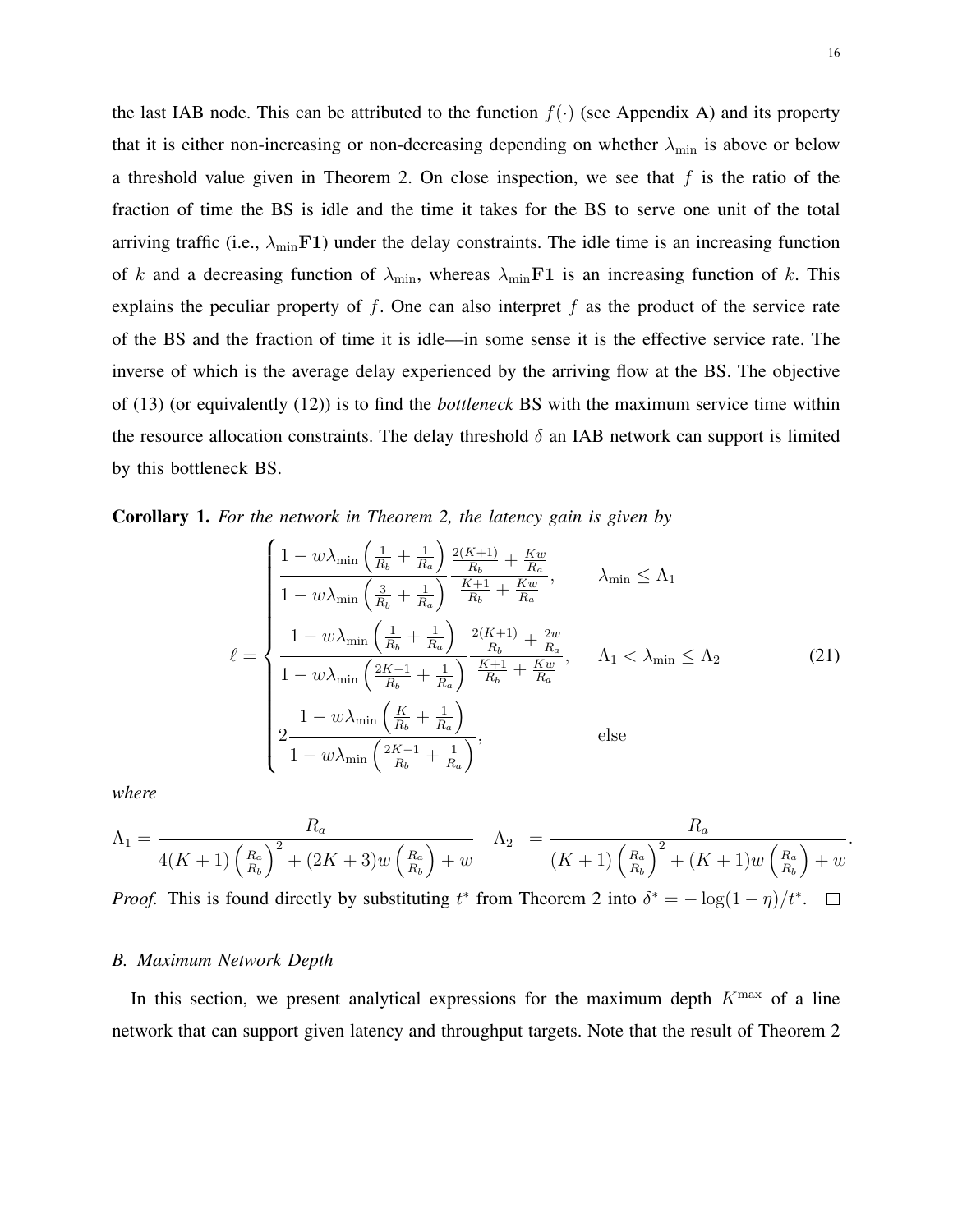the last IAB node. This can be attributed to the function $f(\cdot)$ (see Appendix A) and its property that it is either non-increasing or non-decreasing depending on whether $\lambda_{\min}$ is above or below a threshold value given in Theorem 2. On close inspection, we see that $f$ is the ratio of the fraction of time the BS is idle and the time it takes for the BS to serve one unit of the total arriving traffic (i.e., $\lambda_{\min}\mathbf{F}\mathbf{1}$) under the delay constraints. The idle time is an increasing function of $k$ and a decreasing function of $\lambda_{\min}$, whereas $\lambda_{\min}\mathbf{F}\mathbf{1}$ is an increasing function of $k$. This explains the peculiar property of $f$. One can also interpret $f$ as the product of the service rate of the BS and the fraction of time it is idle—in some sense it is the effective service rate. The inverse of which is the average delay experienced by the arriving flow at the BS. The objective of (13) (or equivalently (12)) is to find the *bottleneck* BS with the maximum service time within the resource allocation constraints. The delay threshold $\delta$ an IAB network can support is limited by this bottleneck BS.

**Corollary 1.** *For the network in Theorem 2, the latency gain is given by*

$$\ell = \begin{cases} \dfrac{1 - w\lambda_{\min}\left(\frac{1}{R_b} + \frac{1}{R_a}\right)}{1 - w\lambda_{\min}\left(\frac{3}{R_b} + \frac{1}{R_a}\right)} \dfrac{\frac{2(K+1)}{R_b} + \frac{Kw}{R_a}}{\frac{K+1}{R_b} + \frac{Kw}{R_a}}, & \lambda_{\min} \leq \Lambda_1 \\[2ex] \dfrac{1 - w\lambda_{\min}\left(\frac{1}{R_b} + \frac{1}{R_a}\right)}{1 - w\lambda_{\min}\left(\frac{2K-1}{R_b} + \frac{1}{R_a}\right)} \dfrac{\frac{2(K+1)}{R_b} + \frac{2w}{R_a}}{\frac{K+1}{R_b} + \frac{Kw}{R_a}}, & \Lambda_1 < \lambda_{\min} \leq \Lambda_2 \\[2ex] 2\dfrac{1 - w\lambda_{\min}\left(\frac{K}{R_b} + \frac{1}{R_a}\right)}{1 - w\lambda_{\min}\left(\frac{2K-1}{R_b} + \frac{1}{R_a}\right)}, & \text{else} \end{cases} \tag{21}$$

*where*

$$\Lambda_1 = \frac{R_a}{4(K+1)\left(\frac{R_a}{R_b}\right)^2 + (2K+3)w\left(\frac{R_a}{R_b}\right) + w} \quad \Lambda_2 = \frac{R_a}{(K+1)\left(\frac{R_a}{R_b}\right)^2 + (K+1)w\left(\frac{R_a}{R_b}\right) + w}.$$

*Proof.* This is found directly by substituting $t^*$ from Theorem 2 into $\delta^* = -\log(1-\eta)/t^*$. $\square$

### B. Maximum Network Depth

In this section, we present analytical expressions for the maximum depth $K^{\max}$ of a line network that can support given latency and throughput targets. Note that the result of Theorem 2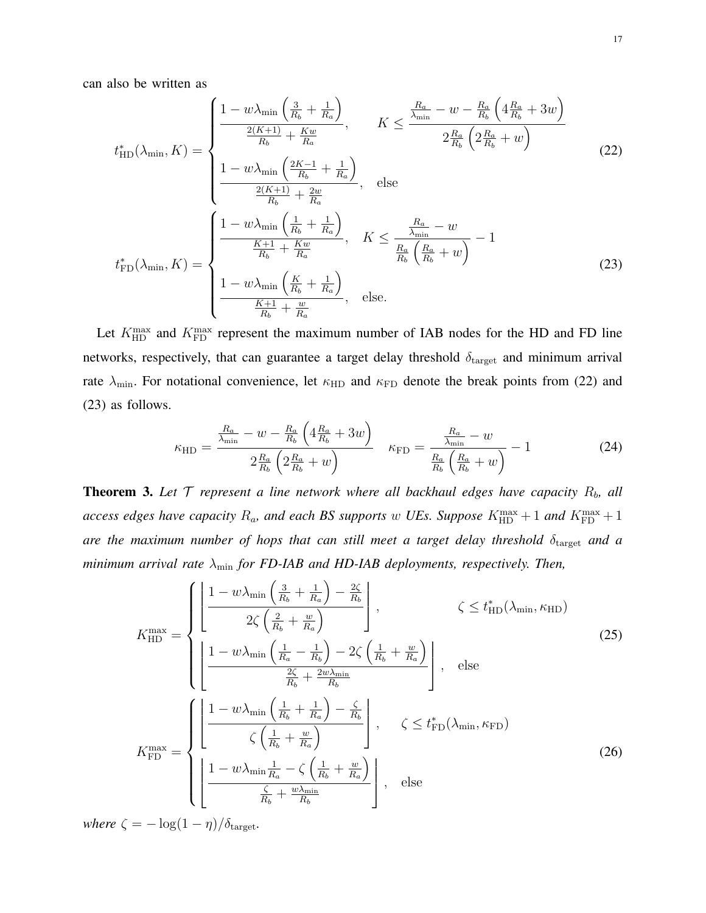can also be written as

$$
t^*_{\text{HD}}(\lambda_{\min}, K) = \begin{cases} \dfrac{1 - w\lambda_{\min}\left(\frac{3}{R_b} + \frac{1}{R_a}\right)}{\frac{2(K+1)}{R_b} + \frac{Kw}{R_a}}, & K \leq \dfrac{\frac{R_a}{\lambda_{\min}} - w - \frac{R_a}{R_b}\left(4\frac{R_a}{R_b} + 3w\right)}{2\frac{R_a}{R_b}\left(2\frac{R_a}{R_b} + w\right)} \\ \dfrac{1 - w\lambda_{\min}\left(\frac{2K-1}{R_b} + \frac{1}{R_a}\right)}{\frac{2(K+1)}{R_b} + \frac{2w}{R_a}}, & \text{else} \end{cases} \tag{22}
$$

$$
t^*_{\text{FD}}(\lambda_{\min}, K) = \begin{cases} \dfrac{1 - w\lambda_{\min}\left(\frac{1}{R_b} + \frac{1}{R_a}\right)}{\frac{K+1}{R_b} + \frac{Kw}{R_a}}, & K \leq \dfrac{\frac{R_a}{\lambda_{\min}} - w}{\frac{R_a}{R_b}\left(\frac{R_a}{R_b} + w\right)} - 1 \\ \dfrac{1 - w\lambda_{\min}\left(\frac{K}{R_b} + \frac{1}{R_a}\right)}{\frac{K+1}{R_b} + \frac{w}{R_a}}, & \text{else.} \end{cases} \tag{23}
$$

Let $K^{\max}_{\text{HD}}$ and $K^{\max}_{\text{FD}}$ represent the maximum number of IAB nodes for the HD and FD line networks, respectively, that can guarantee a target delay threshold $\delta_{\text{target}}$ and minimum arrival rate $\lambda_{\min}$. For notational convenience, let $\kappa_{\text{HD}}$ and $\kappa_{\text{FD}}$ denote the break points from (22) and (23) as follows.

$$
\kappa_{\text{HD}} = \frac{\frac{R_a}{\lambda_{\min}} - w - \frac{R_a}{R_b}\left(4\frac{R_a}{R_b} + 3w\right)}{2\frac{R_a}{R_b}\left(2\frac{R_a}{R_b} + w\right)} \quad \kappa_{\text{FD}} = \frac{\frac{R_a}{\lambda_{\min}} - w}{\frac{R_a}{R_b}\left(\frac{R_a}{R_b} + w\right)} - 1 \tag{24}
$$

**Theorem 3.** *Let $\mathcal{T}$ represent a line network where all backhaul edges have capacity $R_b$, all access edges have capacity $R_a$, and each BS supports $w$ UEs. Suppose $K^{\max}_{\text{HD}} + 1$ and $K^{\max}_{\text{FD}} + 1$ are the maximum number of hops that can still meet a target delay threshold $\delta_{\text{target}}$ and a minimum arrival rate $\lambda_{\min}$ for FD-IAB and HD-IAB deployments, respectively. Then,*

$$
K^{\max}_{\text{HD}} = \begin{cases} \left\lfloor \dfrac{1 - w\lambda_{\min}\left(\frac{3}{R_b} + \frac{1}{R_a}\right) - \frac{2\zeta}{R_b}}{2\zeta\left(\frac{2}{R_b} + \frac{w}{R_a}\right)} \right\rfloor, & \zeta \leq t^*_{\text{HD}}(\lambda_{\min}, \kappa_{\text{HD}}) \\ \left\lfloor \dfrac{1 - w\lambda_{\min}\left(\frac{1}{R_a} - \frac{1}{R_b}\right) - 2\zeta\left(\frac{1}{R_b} + \frac{w}{R_a}\right)}{\frac{2\zeta}{R_b} + \frac{2w\lambda_{\min}}{R_b}} \right\rfloor, & \text{else} \end{cases} \tag{25}
$$

$$
K^{\max}_{\text{FD}} = \begin{cases} \left\lfloor \dfrac{1 - w\lambda_{\min}\left(\frac{1}{R_b} + \frac{1}{R_a}\right) - \frac{\zeta}{R_b}}{\zeta\left(\frac{1}{R_b} + \frac{w}{R_a}\right)} \right\rfloor, & \zeta \leq t^*_{\text{FD}}(\lambda_{\min}, \kappa_{\text{FD}}) \\ \left\lfloor \dfrac{1 - w\lambda_{\min}\frac{1}{R_a} - \zeta\left(\frac{1}{R_b} + \frac{w}{R_a}\right)}{\frac{\zeta}{R_b} + \frac{w\lambda_{\min}}{R_b}} \right\rfloor, & \text{else} \end{cases} \tag{26}
$$

*where $\zeta = -\log(1-\eta)/\delta_{\text{target}}$.*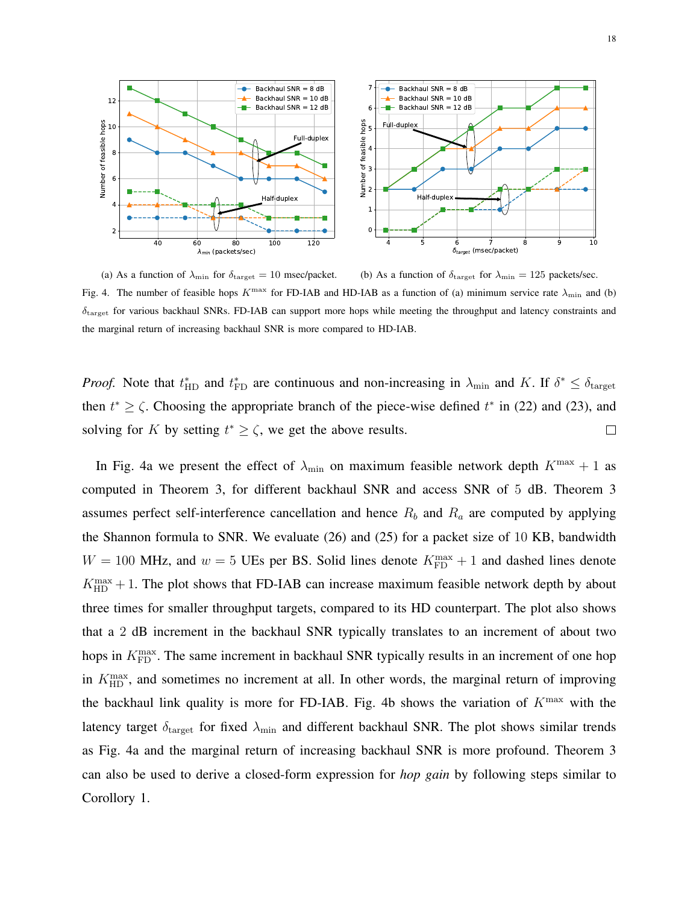(a) As a function of $\lambda_{\min}$ for $\delta_{\text{target}} = 10$ msec/packet.

(b) As a function of $\delta_{\text{target}}$ for $\lambda_{\min} = 125$ packets/sec.

Fig. 4. The number of feasible hops $K^{\max}$ for FD-IAB and HD-IAB as a function of (a) minimum service rate $\lambda_{\min}$ and (b) $\delta_{\text{target}}$ for various backhaul SNRs. FD-IAB can support more hops while meeting the throughput and latency constraints and the marginal return of increasing backhaul SNR is more compared to HD-IAB.

*Proof.* Note that $t^*_{\text{HD}}$ and $t^*_{\text{FD}}$ are continuous and non-increasing in $\lambda_{\min}$ and $K$. If $\delta^* \leq \delta_{\text{target}}$ then $t^* \geq \zeta$. Choosing the appropriate branch of the piece-wise defined $t^*$ in (22) and (23), and solving for $K$ by setting $t^* \geq \zeta$, we get the above results. □

In Fig. 4a we present the effect of $\lambda_{\min}$ on maximum feasible network depth $K^{\max} + 1$ as computed in Theorem 3, for different backhaul SNR and access SNR of 5 dB. Theorem 3 assumes perfect self-interference cancellation and hence $R_b$ and $R_a$ are computed by applying the Shannon formula to SNR. We evaluate (26) and (25) for a packet size of 10 KB, bandwidth $W = 100$ MHz, and $w = 5$ UEs per BS. Solid lines denote $K^{\max}_{\text{FD}} + 1$ and dashed lines denote $K^{\max}_{\text{HD}} + 1$. The plot shows that FD-IAB can increase maximum feasible network depth by about three times for smaller throughput targets, compared to its HD counterpart. The plot also shows that a 2 dB increment in the backhaul SNR typically translates to an increment of about two hops in $K^{\max}_{\text{FD}}$. The same increment in backhaul SNR typically results in an increment of one hop in $K^{\max}_{\text{HD}}$, and sometimes no increment at all. In other words, the marginal return of improving the backhaul link quality is more for FD-IAB. Fig. 4b shows the variation of $K^{\max}$ with the latency target $\delta_{\text{target}}$ for fixed $\lambda_{\min}$ and different backhaul SNR. The plot shows similar trends as Fig. 4a and the marginal return of increasing backhaul SNR is more profound. Theorem 3 can also be used to derive a closed-form expression for *hop gain* by following steps similar to Corollory 1.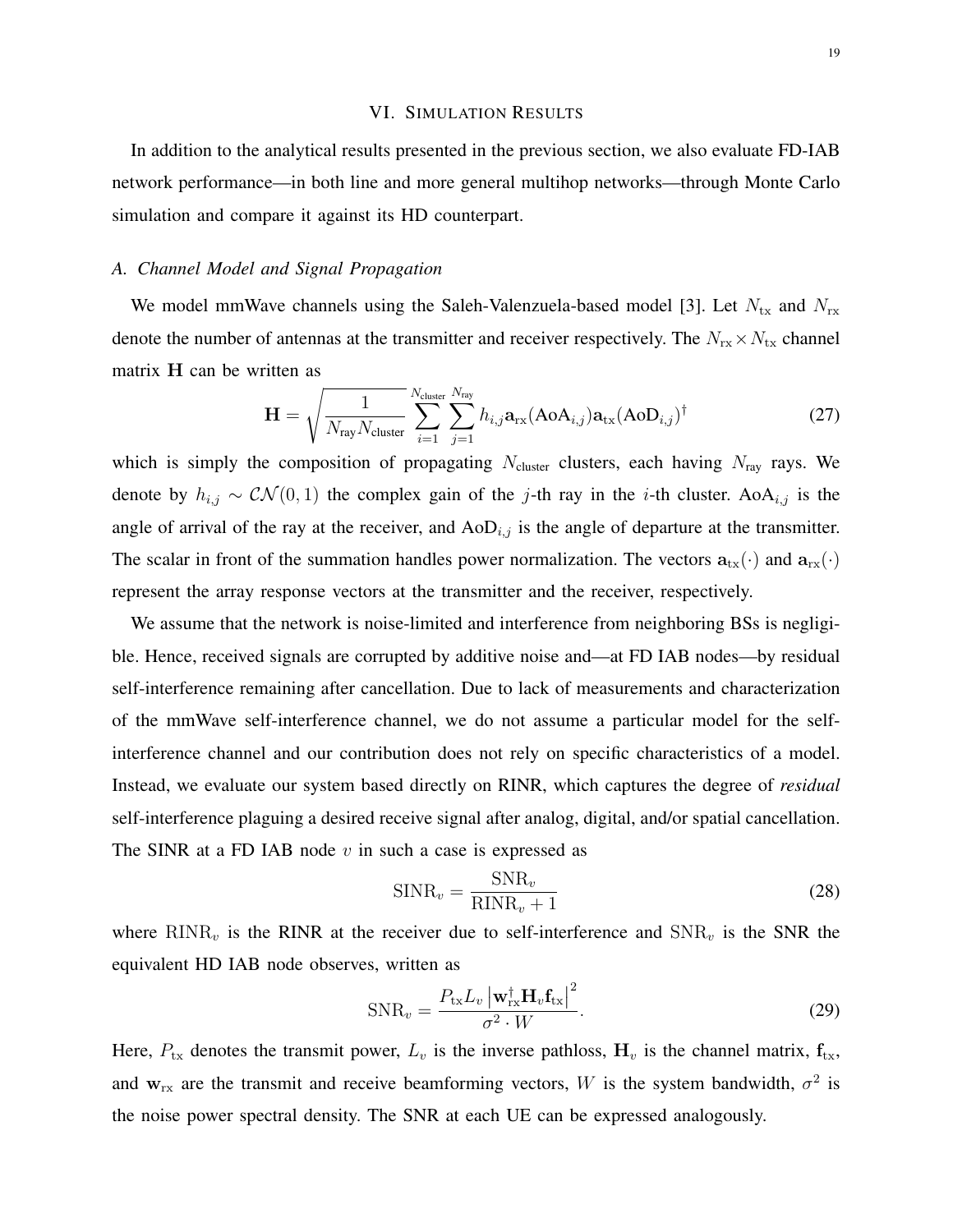## VI. Simulation Results

In addition to the analytical results presented in the previous section, we also evaluate FD-IAB network performance—in both line and more general multihop networks—through Monte Carlo simulation and compare it against its HD counterpart.

### A. Channel Model and Signal Propagation

We model mmWave channels using the Saleh-Valenzuela-based model [3]. Let $N_{\text{tx}}$ and $N_{\text{rx}}$ denote the number of antennas at the transmitter and receiver respectively. The $N_{\text{rx}} \times N_{\text{tx}}$ channel matrix $\mathbf{H}$ can be written as

$$\mathbf{H} = \sqrt{\frac{1}{N_{\text{ray}} N_{\text{cluster}}}} \sum_{i=1}^{N_{\text{cluster}}} \sum_{j=1}^{N_{\text{ray}}} h_{i,j} \mathbf{a}_{\text{rx}}(\text{AoA}_{i,j}) \mathbf{a}_{\text{tx}}(\text{AoD}_{i,j})^{\dagger} \tag{27}$$

which is simply the composition of propagating $N_{\text{cluster}}$ clusters, each having $N_{\text{ray}}$ rays. We denote by $h_{i,j} \sim \mathcal{CN}(0,1)$ the complex gain of the $j$-th ray in the $i$-th cluster. $\text{AoA}_{i,j}$ is the angle of arrival of the ray at the receiver, and $\text{AoD}_{i,j}$ is the angle of departure at the transmitter. The scalar in front of the summation handles power normalization. The vectors $\mathbf{a}_{\text{tx}}(\cdot)$ and $\mathbf{a}_{\text{rx}}(\cdot)$ represent the array response vectors at the transmitter and the receiver, respectively.

We assume that the network is noise-limited and interference from neighboring BSs is negligible. Hence, received signals are corrupted by additive noise and—at FD IAB nodes—by residual self-interference remaining after cancellation. Due to lack of measurements and characterization of the mmWave self-interference channel, we do not assume a particular model for the self-interference channel and our contribution does not rely on specific characteristics of a model. Instead, we evaluate our system based directly on RINR, which captures the degree of *residual* self-interference plaguing a desired receive signal after analog, digital, and/or spatial cancellation. The SINR at a FD IAB node $v$ in such a case is expressed as

$$\text{SINR}_v = \frac{\text{SNR}_v}{\text{RINR}_v + 1} \tag{28}$$

where $\text{RINR}_v$ is the RINR at the receiver due to self-interference and $\text{SNR}_v$ is the SNR the equivalent HD IAB node observes, written as

$$\text{SNR}_v = \frac{P_{\text{tx}} L_v \left| \mathbf{w}_{\text{rx}}^{\dagger} \mathbf{H}_v \mathbf{f}_{\text{tx}} \right|^2}{\sigma^2 \cdot W}. \tag{29}$$

Here, $P_{\text{tx}}$ denotes the transmit power, $L_v$ is the inverse pathloss, $\mathbf{H}_v$ is the channel matrix, $\mathbf{f}_{\text{tx}}$, and $\mathbf{w}_{\text{rx}}$ are the transmit and receive beamforming vectors, $W$ is the system bandwidth, $\sigma^2$ is the noise power spectral density. The SNR at each UE can be expressed analogously.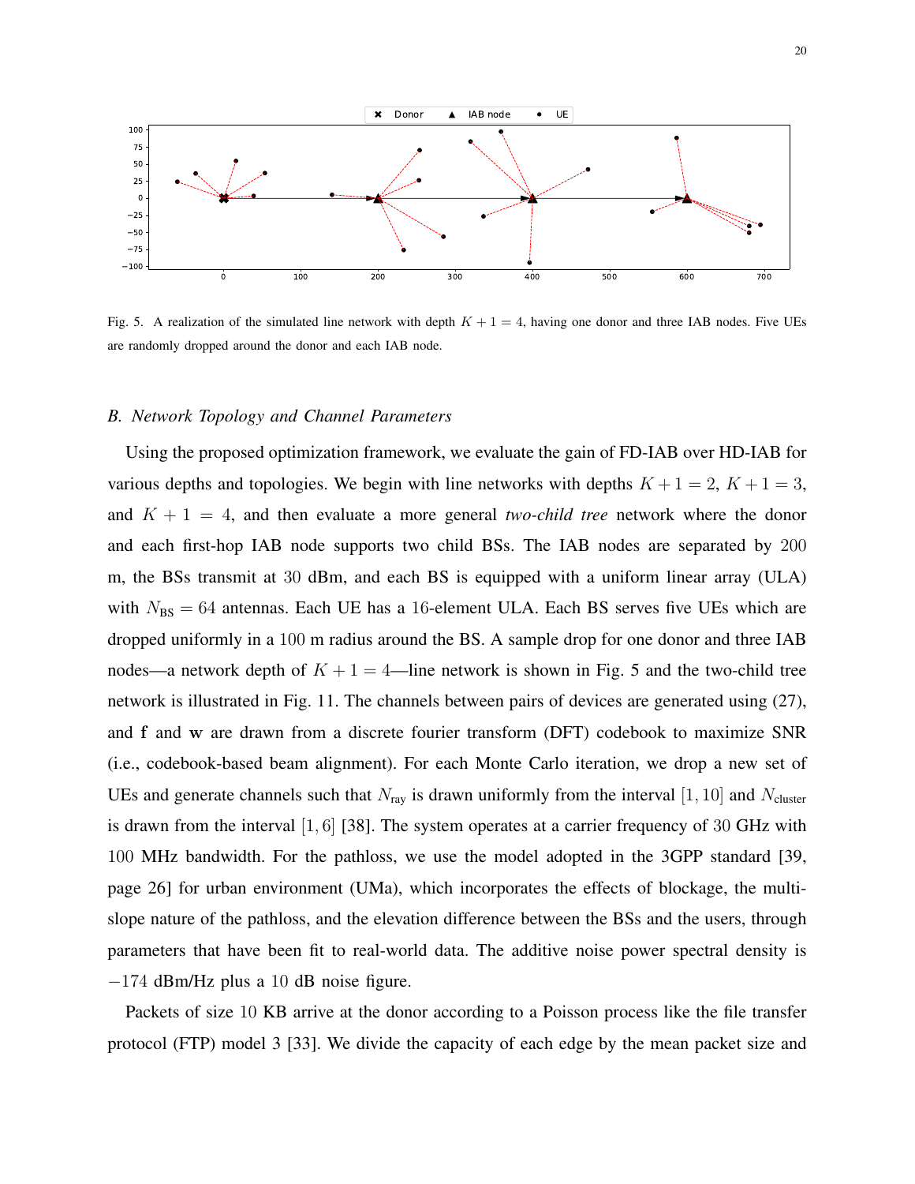Fig. 5. A realization of the simulated line network with depth $K+1=4$, having one donor and three IAB nodes. Five UEs are randomly dropped around the donor and each IAB node.

### B. Network Topology and Channel Parameters

Using the proposed optimization framework, we evaluate the gain of FD-IAB over HD-IAB for various depths and topologies. We begin with line networks with depths $K+1=2$, $K+1=3$, and $K+1=4$, and then evaluate a more general *two-child tree* network where the donor and each first-hop IAB node supports two child BSs. The IAB nodes are separated by 200 m, the BSs transmit at 30 dBm, and each BS is equipped with a uniform linear array (ULA) with $N_{\text{BS}}=64$ antennas. Each UE has a 16-element ULA. Each BS serves five UEs which are dropped uniformly in a 100 m radius around the BS. A sample drop for one donor and three IAB nodes—a network depth of $K+1=4$—line network is shown in Fig. 5 and the two-child tree network is illustrated in Fig. 11. The channels between pairs of devices are generated using (27), and $\mathbf{f}$ and $\mathbf{w}$ are drawn from a discrete fourier transform (DFT) codebook to maximize SNR (i.e., codebook-based beam alignment). For each Monte Carlo iteration, we drop a new set of UEs and generate channels such that $N_{\text{ray}}$ is drawn uniformly from the interval $[1,10]$ and $N_{\text{cluster}}$ is drawn from the interval $[1,6]$ [38]. The system operates at a carrier frequency of 30 GHz with 100 MHz bandwidth. For the pathloss, we use the model adopted in the 3GPP standard [39, page 26] for urban environment (UMa), which incorporates the effects of blockage, the multi-slope nature of the pathloss, and the elevation difference between the BSs and the users, through parameters that have been fit to real-world data. The additive noise power spectral density is $-174$ dBm/Hz plus a 10 dB noise figure.

Packets of size 10 KB arrive at the donor according to a Poisson process like the file transfer protocol (FTP) model 3 [33]. We divide the capacity of each edge by the mean packet size and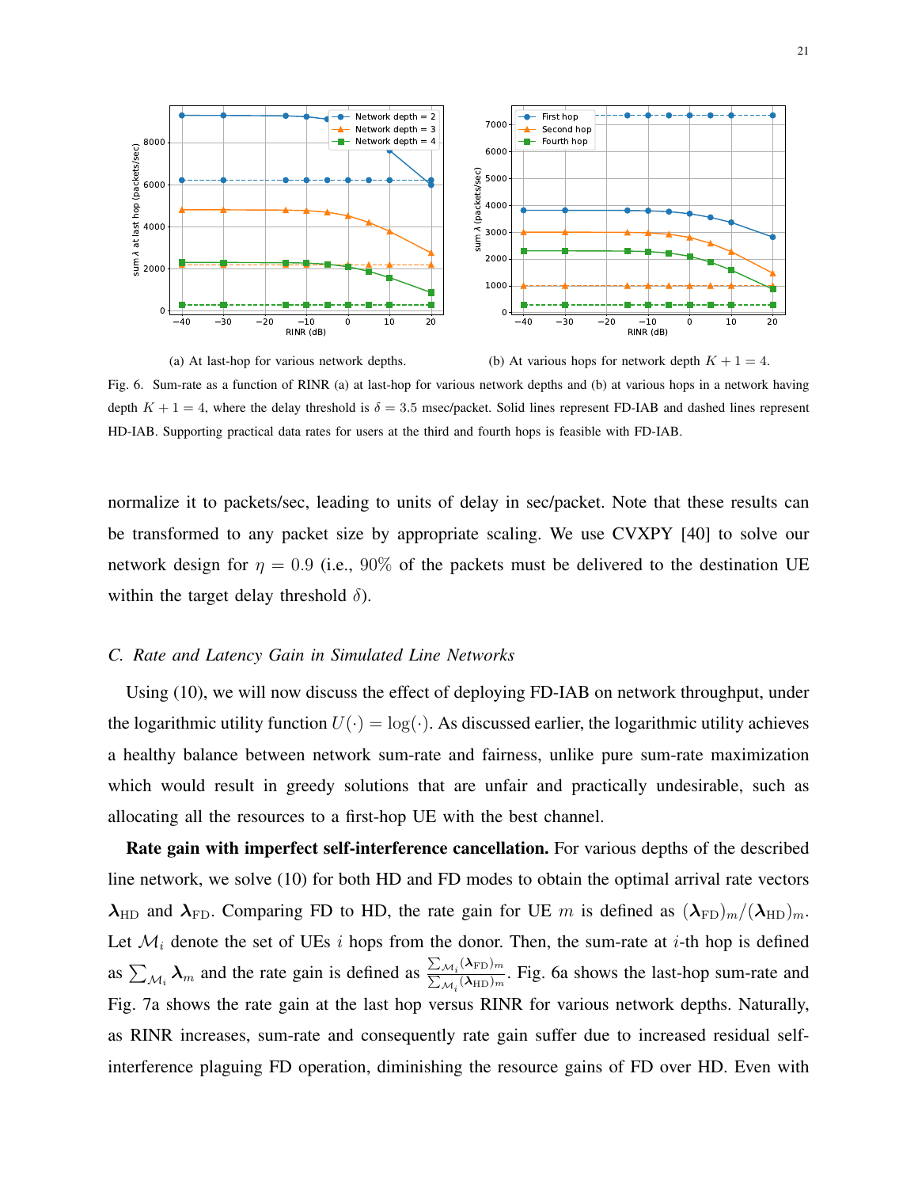(a) At last-hop for various network depths.

(b) At various hops for network depth $K + 1 = 4$.

Fig. 6. Sum-rate as a function of RINR (a) at last-hop for various network depths and (b) at various hops in a network having depth $K + 1 = 4$, where the delay threshold is $\delta = 3.5$ msec/packet. Solid lines represent FD-IAB and dashed lines represent HD-IAB. Supporting practical data rates for users at the third and fourth hops is feasible with FD-IAB.

normalize it to packets/sec, leading to units of delay in sec/packet. Note that these results can be transformed to any packet size by appropriate scaling. We use CVXPY [40] to solve our network design for $\eta = 0.9$ (i.e., $90\%$ of the packets must be delivered to the destination UE within the target delay threshold $\delta$).

### C. Rate and Latency Gain in Simulated Line Networks

Using (10), we will now discuss the effect of deploying FD-IAB on network throughput, under the logarithmic utility function $U(\cdot) = \log(\cdot)$. As discussed earlier, the logarithmic utility achieves a healthy balance between network sum-rate and fairness, unlike pure sum-rate maximization which would result in greedy solutions that are unfair and practically undesirable, such as allocating all the resources to a first-hop UE with the best channel.

**Rate gain with imperfect self-interference cancellation.** For various depths of the described line network, we solve (10) for both HD and FD modes to obtain the optimal arrival rate vectors $\boldsymbol{\lambda}_{\mathrm{HD}}$ and $\boldsymbol{\lambda}_{\mathrm{FD}}$. Comparing FD to HD, the rate gain for UE $m$ is defined as $(\boldsymbol{\lambda}_{\mathrm{FD}})_m / (\boldsymbol{\lambda}_{\mathrm{HD}})_m$. Let $\mathcal{M}_i$ denote the set of UEs $i$ hops from the donor. Then, the sum-rate at $i$-th hop is defined as $\sum_{\mathcal{M}_i} \boldsymbol{\lambda}_m$ and the rate gain is defined as $\frac{\sum_{\mathcal{M}_i} (\boldsymbol{\lambda}_{\mathrm{FD}})_m}{\sum_{\mathcal{M}_i} (\boldsymbol{\lambda}_{\mathrm{HD}})_m}$. Fig. 6a shows the last-hop sum-rate and Fig. 7a shows the rate gain at the last hop versus RINR for various network depths. Naturally, as RINR increases, sum-rate and consequently rate gain suffer due to increased residual self-interference plaguing FD operation, diminishing the resource gains of FD over HD. Even with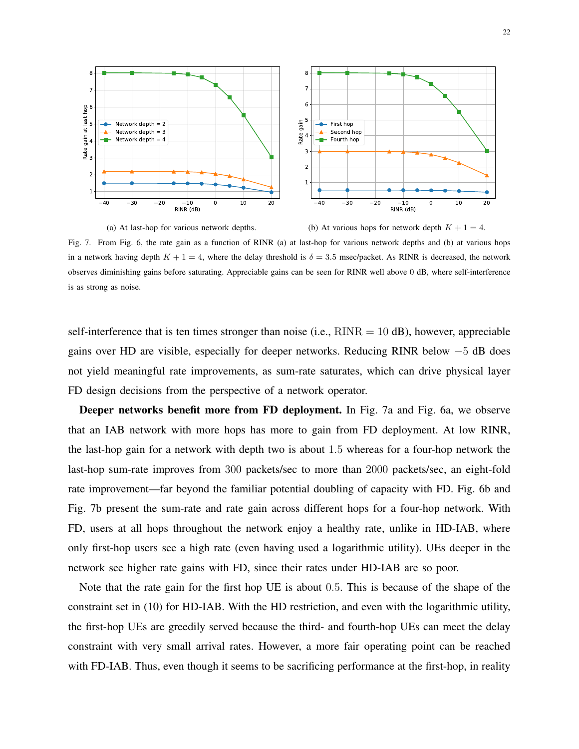(a) At last-hop for various network depths.

(b) At various hops for network depth $K+1=4$.

Fig. 7. From Fig. 6, the rate gain as a function of RINR (a) at last-hop for various network depths and (b) at various hops in a network having depth $K+1=4$, where the delay threshold is $\delta = 3.5$ msec/packet. As RINR is decreased, the network observes diminishing gains before saturating. Appreciable gains can be seen for RINR well above 0 dB, where self-interference is as strong as noise.

self-interference that is ten times stronger than noise (i.e., $\text{RINR} = 10$ dB), however, appreciable gains over HD are visible, especially for deeper networks. Reducing RINR below $-5$ dB does not yield meaningful rate improvements, as sum-rate saturates, which can drive physical layer FD design decisions from the perspective of a network operator.

**Deeper networks benefit more from FD deployment.** In Fig. 7a and Fig. 6a, we observe that an IAB network with more hops has more to gain from FD deployment. At low RINR, the last-hop gain for a network with depth two is about 1.5 whereas for a four-hop network the last-hop sum-rate improves from 300 packets/sec to more than 2000 packets/sec, an eight-fold rate improvement—far beyond the familiar potential doubling of capacity with FD. Fig. 6b and Fig. 7b present the sum-rate and rate gain across different hops for a four-hop network. With FD, users at all hops throughout the network enjoy a healthy rate, unlike in HD-IAB, where only first-hop users see a high rate (even having used a logarithmic utility). UEs deeper in the network see higher rate gains with FD, since their rates under HD-IAB are so poor.

Note that the rate gain for the first hop UE is about 0.5. This is because of the shape of the constraint set in (10) for HD-IAB. With the HD restriction, and even with the logarithmic utility, the first-hop UEs are greedily served because the third- and fourth-hop UEs can meet the delay constraint with very small arrival rates. However, a more fair operating point can be reached with FD-IAB. Thus, even though it seems to be sacrificing performance at the first-hop, in reality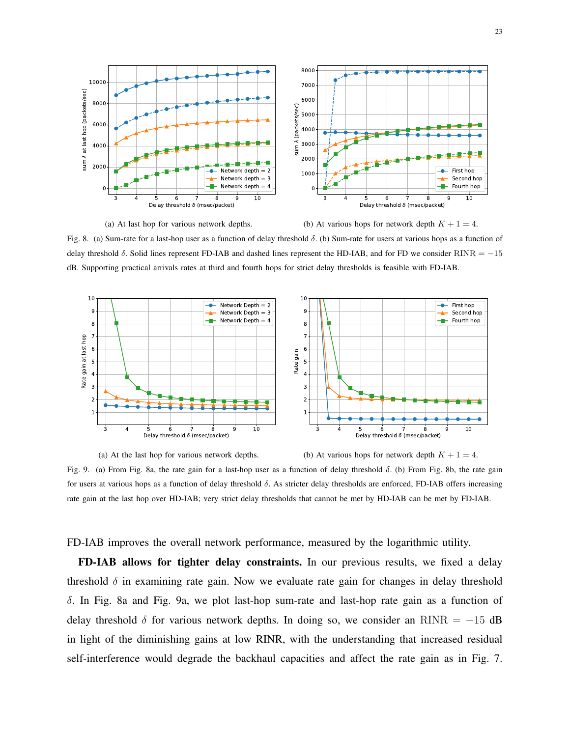(a) At last hop for various network depths.

(b) At various hops for network depth $K + 1 = 4$.

Fig. 8. (a) Sum-rate for a last-hop user as a function of delay threshold $\delta$. (b) Sum-rate for users at various hops as a function of delay threshold $\delta$. Solid lines represent FD-IAB and dashed lines represent the HD-IAB, and for FD we consider $\mathrm{RINR} = -15$ dB. Supporting practical arrivals rates at third and fourth hops for strict delay thresholds is feasible with FD-IAB.

(a) At the last hop for various network depths.

(b) At various hops for network depth $K + 1 = 4$.

Fig. 9. (a) From Fig. 8a, the rate gain for a last-hop user as a function of delay threshold $\delta$. (b) From Fig. 8b, the rate gain for users at various hops as a function of delay threshold $\delta$. As stricter delay thresholds are enforced, FD-IAB offers increasing rate gain at the last hop over HD-IAB; very strict delay thresholds that cannot be met by HD-IAB can be met by FD-IAB.

FD-IAB improves the overall network performance, measured by the logarithmic utility.

**FD-IAB allows for tighter delay constraints.** In our previous results, we fixed a delay threshold $\delta$ in examining rate gain. Now we evaluate rate gain for changes in delay threshold $\delta$. In Fig. 8a and Fig. 9a, we plot last-hop sum-rate and last-hop rate gain as a function of delay threshold $\delta$ for various network depths. In doing so, we consider an $\mathrm{RINR} = -15$ dB in light of the diminishing gains at low RINR, with the understanding that increased residual self-interference would degrade the backhaul capacities and affect the rate gain as in Fig. 7.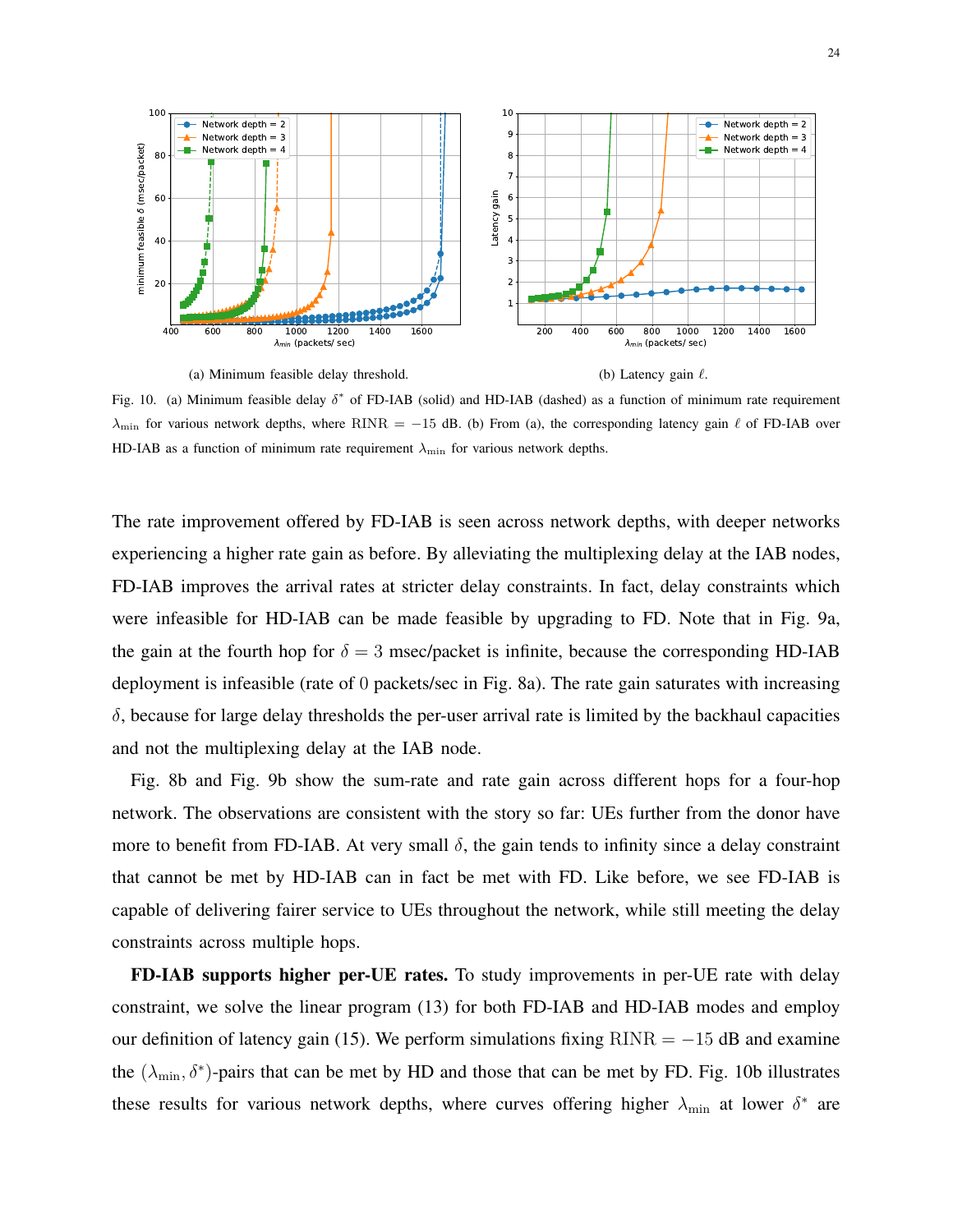(a) Minimum feasible delay threshold.

(b) Latency gain $\ell$.

Fig. 10. (a) Minimum feasible delay $\delta^*$ of FD-IAB (solid) and HD-IAB (dashed) as a function of minimum rate requirement $\lambda_{\min}$ for various network depths, where $\mathrm{RINR} = -15$ dB. (b) From (a), the corresponding latency gain $\ell$ of FD-IAB over HD-IAB as a function of minimum rate requirement $\lambda_{\min}$ for various network depths.

The rate improvement offered by FD-IAB is seen across network depths, with deeper networks experiencing a higher rate gain as before. By alleviating the multiplexing delay at the IAB nodes, FD-IAB improves the arrival rates at stricter delay constraints. In fact, delay constraints which were infeasible for HD-IAB can be made feasible by upgrading to FD. Note that in Fig. 9a, the gain at the fourth hop for $\delta = 3$ msec/packet is infinite, because the corresponding HD-IAB deployment is infeasible (rate of $0$ packets/sec in Fig. 8a). The rate gain saturates with increasing $\delta$, because for large delay thresholds the per-user arrival rate is limited by the backhaul capacities and not the multiplexing delay at the IAB node.

Fig. 8b and Fig. 9b show the sum-rate and rate gain across different hops for a four-hop network. The observations are consistent with the story so far: UEs further from the donor have more to benefit from FD-IAB. At very small $\delta$, the gain tends to infinity since a delay constraint that cannot be met by HD-IAB can in fact be met with FD. Like before, we see FD-IAB is capable of delivering fairer service to UEs throughout the network, while still meeting the delay constraints across multiple hops.

**FD-IAB supports higher per-UE rates.** To study improvements in per-UE rate with delay constraint, we solve the linear program (13) for both FD-IAB and HD-IAB modes and employ our definition of latency gain (15). We perform simulations fixing $\mathrm{RINR} = -15$ dB and examine the $(\lambda_{\min}, \delta^*)$-pairs that can be met by HD and those that can be met by FD. Fig. 10b illustrates these results for various network depths, where curves offering higher $\lambda_{\min}$ at lower $\delta^*$ are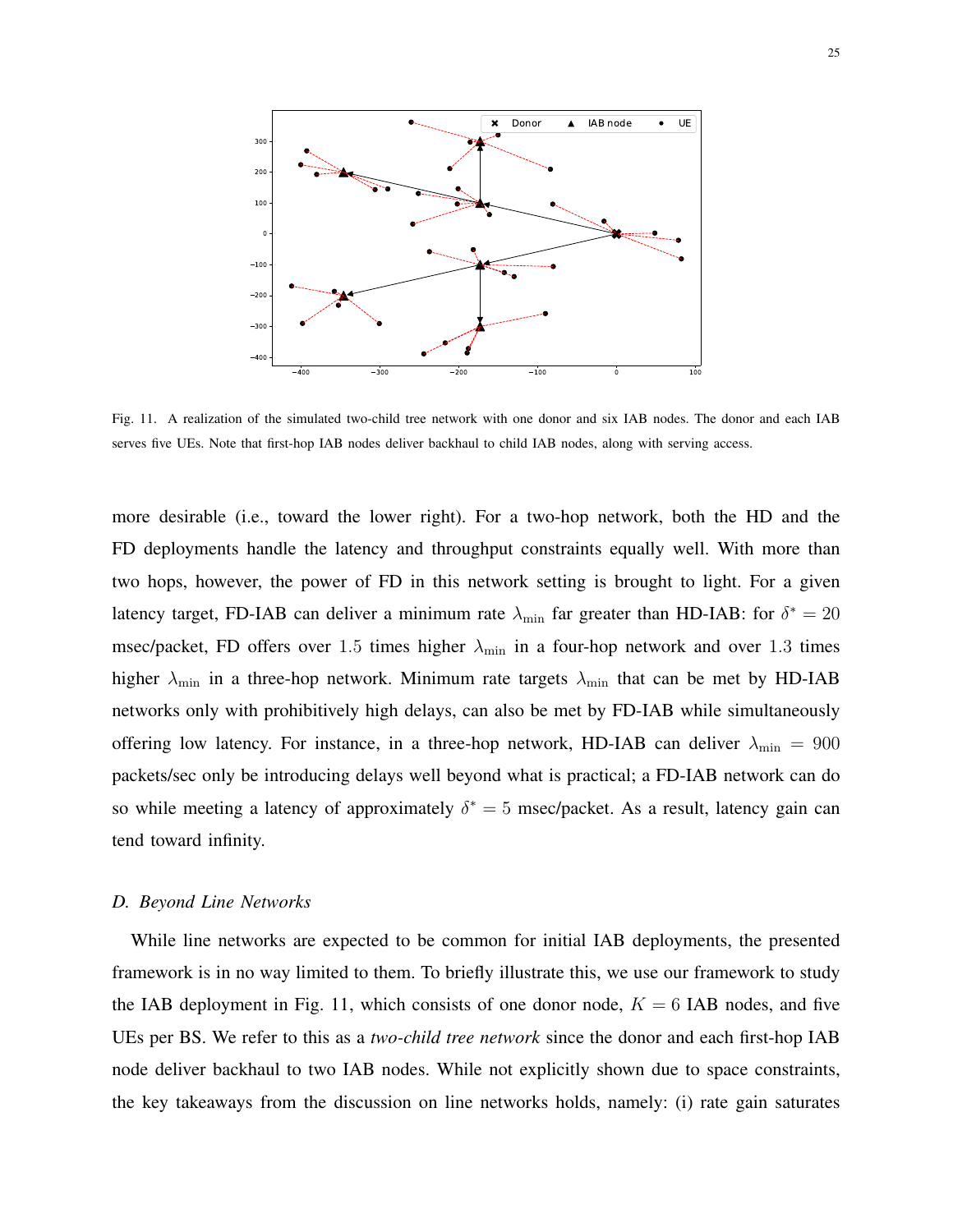Fig. 11. A realization of the simulated two-child tree network with one donor and six IAB nodes. The donor and each IAB serves five UEs. Note that first-hop IAB nodes deliver backhaul to child IAB nodes, along with serving access.

more desirable (i.e., toward the lower right). For a two-hop network, both the HD and the FD deployments handle the latency and throughput constraints equally well. With more than two hops, however, the power of FD in this network setting is brought to light. For a given latency target, FD-IAB can deliver a minimum rate $\lambda_{\min}$ far greater than HD-IAB: for $\delta^* = 20$ msec/packet, FD offers over $1.5$ times higher $\lambda_{\min}$ in a four-hop network and over $1.3$ times higher $\lambda_{\min}$ in a three-hop network. Minimum rate targets $\lambda_{\min}$ that can be met by HD-IAB networks only with prohibitively high delays, can also be met by FD-IAB while simultaneously offering low latency. For instance, in a three-hop network, HD-IAB can deliver $\lambda_{\min} = 900$ packets/sec only be introducing delays well beyond what is practical; a FD-IAB network can do so while meeting a latency of approximately $\delta^* = 5$ msec/packet. As a result, latency gain can tend toward infinity.

### D. Beyond Line Networks

While line networks are expected to be common for initial IAB deployments, the presented framework is in no way limited to them. To briefly illustrate this, we use our framework to study the IAB deployment in Fig. 11, which consists of one donor node, $K = 6$ IAB nodes, and five UEs per BS. We refer to this as a *two-child tree network* since the donor and each first-hop IAB node deliver backhaul to two IAB nodes. While not explicitly shown due to space constraints, the key takeaways from the discussion on line networks holds, namely: (i) rate gain saturates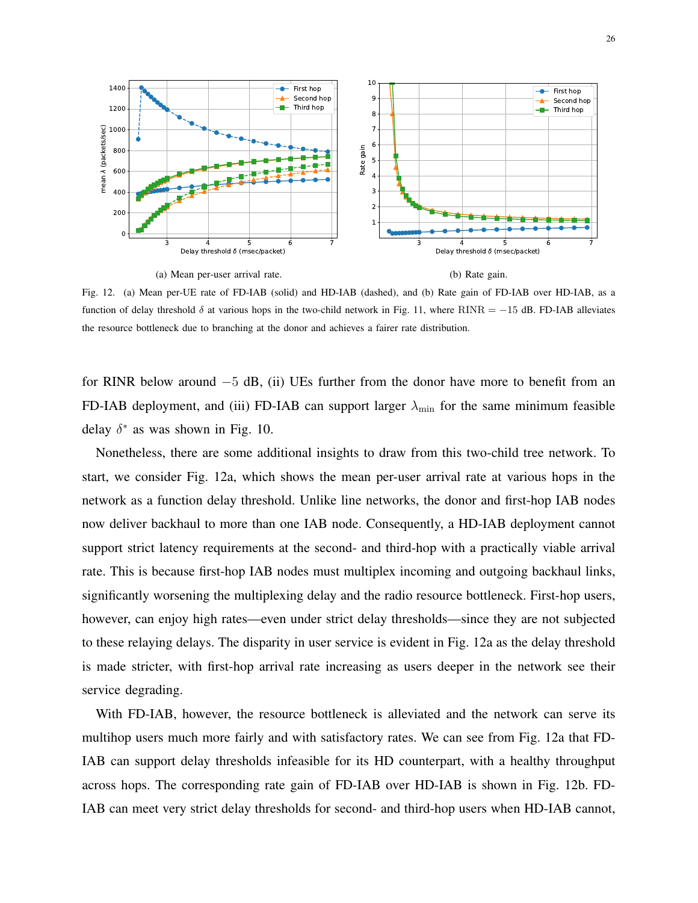(a) Mean per-user arrival rate.

(b) Rate gain.

Fig. 12. (a) Mean per-UE rate of FD-IAB (solid) and HD-IAB (dashed), and (b) Rate gain of FD-IAB over HD-IAB, as a function of delay threshold $\delta$ at various hops in the two-child network in Fig. 11, where $\mathrm{RINR} = -15$ dB. FD-IAB alleviates the resource bottleneck due to branching at the donor and achieves a fairer rate distribution.

for RINR below around $-5$ dB, (ii) UEs further from the donor have more to benefit from an FD-IAB deployment, and (iii) FD-IAB can support larger $\lambda_{\min}$ for the same minimum feasible delay $\delta^*$ as was shown in Fig. 10.

Nonetheless, there are some additional insights to draw from this two-child tree network. To start, we consider Fig. 12a, which shows the mean per-user arrival rate at various hops in the network as a function delay threshold. Unlike line networks, the donor and first-hop IAB nodes now deliver backhaul to more than one IAB node. Consequently, a HD-IAB deployment cannot support strict latency requirements at the second- and third-hop with a practically viable arrival rate. This is because first-hop IAB nodes must multiplex incoming and outgoing backhaul links, significantly worsening the multiplexing delay and the radio resource bottleneck. First-hop users, however, can enjoy high rates—even under strict delay thresholds—since they are not subjected to these relaying delays. The disparity in user service is evident in Fig. 12a as the delay threshold is made stricter, with first-hop arrival rate increasing as users deeper in the network see their service degrading.

With FD-IAB, however, the resource bottleneck is alleviated and the network can serve its multihop users much more fairly and with satisfactory rates. We can see from Fig. 12a that FD-IAB can support delay thresholds infeasible for its HD counterpart, with a healthy throughput across hops. The corresponding rate gain of FD-IAB over HD-IAB is shown in Fig. 12b. FD-IAB can meet very strict delay thresholds for second- and third-hop users when HD-IAB cannot,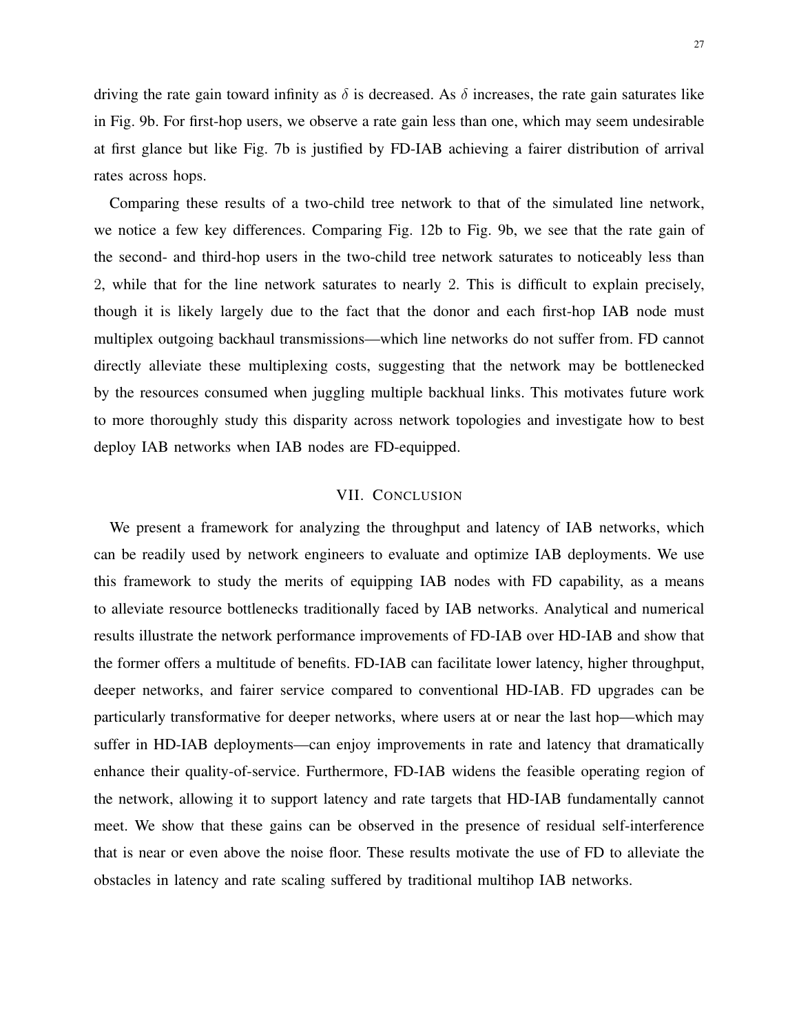driving the rate gain toward infinity as $\delta$ is decreased. As $\delta$ increases, the rate gain saturates like in Fig. 9b. For first-hop users, we observe a rate gain less than one, which may seem undesirable at first glance but like Fig. 7b is justified by FD-IAB achieving a fairer distribution of arrival rates across hops.

Comparing these results of a two-child tree network to that of the simulated line network, we notice a few key differences. Comparing Fig. 12b to Fig. 9b, we see that the rate gain of the second- and third-hop users in the two-child tree network saturates to noticeably less than 2, while that for the line network saturates to nearly 2. This is difficult to explain precisely, though it is likely largely due to the fact that the donor and each first-hop IAB node must multiplex outgoing backhaul transmissions—which line networks do not suffer from. FD cannot directly alleviate these multiplexing costs, suggesting that the network may be bottlenecked by the resources consumed when juggling multiple backhual links. This motivates future work to more thoroughly study this disparity across network topologies and investigate how to best deploy IAB networks when IAB nodes are FD-equipped.

## VII. Conclusion

We present a framework for analyzing the throughput and latency of IAB networks, which can be readily used by network engineers to evaluate and optimize IAB deployments. We use this framework to study the merits of equipping IAB nodes with FD capability, as a means to alleviate resource bottlenecks traditionally faced by IAB networks. Analytical and numerical results illustrate the network performance improvements of FD-IAB over HD-IAB and show that the former offers a multitude of benefits. FD-IAB can facilitate lower latency, higher throughput, deeper networks, and fairer service compared to conventional HD-IAB. FD upgrades can be particularly transformative for deeper networks, where users at or near the last hop—which may suffer in HD-IAB deployments—can enjoy improvements in rate and latency that dramatically enhance their quality-of-service. Furthermore, FD-IAB widens the feasible operating region of the network, allowing it to support latency and rate targets that HD-IAB fundamentally cannot meet. We show that these gains can be observed in the presence of residual self-interference that is near or even above the noise floor. These results motivate the use of FD to alleviate the obstacles in latency and rate scaling suffered by traditional multihop IAB networks.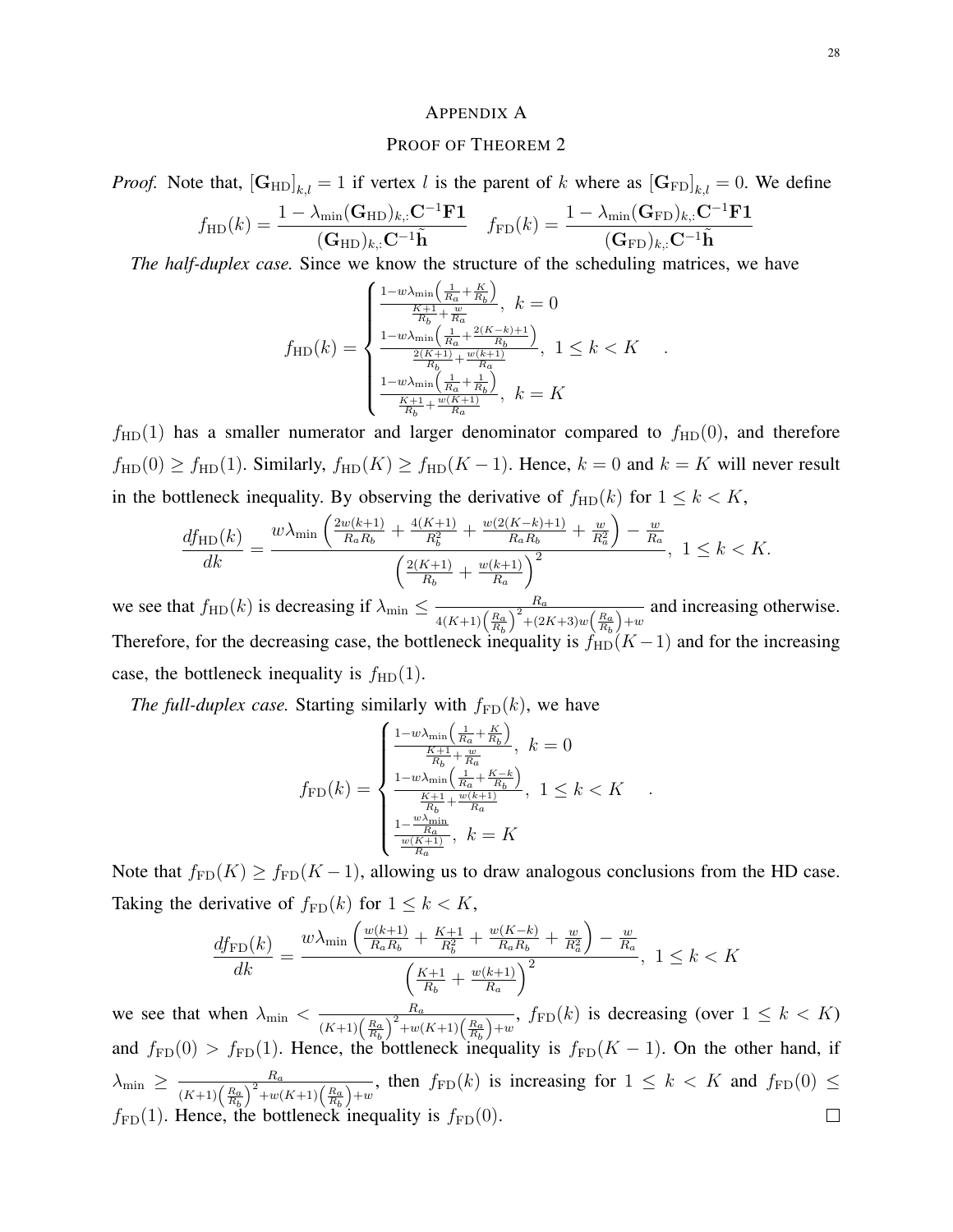# Appendix A

## Proof of Theorem 2

*Proof.* Note that, $[\mathbf{G}_{\mathrm{HD}}]_{k,l} = 1$ if vertex $l$ is the parent of $k$ where as $[\mathbf{G}_{\mathrm{FD}}]_{k,l} = 0$. We define

$$f_{\mathrm{HD}}(k) = \frac{1 - \lambda_{\min}(\mathbf{G}_{\mathrm{HD}})_{k,:}\mathbf{C}^{-1}\mathbf{F}\mathbf{1}}{(\mathbf{G}_{\mathrm{HD}})_{k,:}\mathbf{C}^{-1}\tilde{\mathbf{h}}} \quad f_{\mathrm{FD}}(k) = \frac{1 - \lambda_{\min}(\mathbf{G}_{\mathrm{FD}})_{k,:}\mathbf{C}^{-1}\mathbf{F}\mathbf{1}}{(\mathbf{G}_{\mathrm{FD}})_{k,:}\mathbf{C}^{-1}\tilde{\mathbf{h}}}$$

*The half-duplex case.* Since we know the structure of the scheduling matrices, we have

$$f_{\mathrm{HD}}(k) = \begin{cases} \frac{1 - w\lambda_{\min}\left(\frac{1}{R_a} + \frac{K}{R_b}\right)}{\frac{K+1}{R_b} + \frac{w}{R_a}}, & k = 0 \\ \frac{1 - w\lambda_{\min}\left(\frac{1}{R_a} + \frac{2(K-k)+1}{R_b}\right)}{\frac{2(K+1)}{R_b} + \frac{w(k+1)}{R_a}}, & 1 \le k < K \\ \frac{1 - w\lambda_{\min}\left(\frac{1}{R_a} + \frac{1}{R_b}\right)}{\frac{K+1}{R_b} + \frac{w(K+1)}{R_a}}, & k = K \end{cases}.$$

$f_{\mathrm{HD}}(1)$ has a smaller numerator and larger denominator compared to $f_{\mathrm{HD}}(0)$, and therefore $f_{\mathrm{HD}}(0) \ge f_{\mathrm{HD}}(1)$. Similarly, $f_{\mathrm{HD}}(K) \ge f_{\mathrm{HD}}(K-1)$. Hence, $k = 0$ and $k = K$ will never result in the bottleneck inequality. By observing the derivative of $f_{\mathrm{HD}}(k)$ for $1 \le k < K$,

$$\frac{df_{\mathrm{HD}}(k)}{dk} = \frac{w\lambda_{\min}\left(\frac{2w(k+1)}{R_a R_b} + \frac{4(K+1)}{R_b^2} + \frac{w(2(K-k)+1)}{R_a R_b} + \frac{w}{R_a^2}\right) - \frac{w}{R_a}}{\left(\frac{2(K+1)}{R_b} + \frac{w(k+1)}{R_a}\right)^2}, \quad 1 \le k < K.$$

we see that $f_{\mathrm{HD}}(k)$ is decreasing if $\lambda_{\min} \le \frac{R_a}{4(K+1)\left(\frac{R_a}{R_b}\right)^2 + (2K+3)w\left(\frac{R_a}{R_b}\right) + w}$ and increasing otherwise. Therefore, for the decreasing case, the bottleneck inequality is $f_{\mathrm{HD}}(K-1)$ and for the increasing case, the bottleneck inequality is $f_{\mathrm{HD}}(1)$.

*The full-duplex case.* Starting similarly with $f_{\mathrm{FD}}(k)$, we have

$$f_{\mathrm{FD}}(k) = \begin{cases} \frac{1 - w\lambda_{\min}\left(\frac{1}{R_a} + \frac{K}{R_b}\right)}{\frac{K+1}{R_b} + \frac{w}{R_a}}, & k = 0 \\ \frac{1 - w\lambda_{\min}\left(\frac{1}{R_a} + \frac{K-k}{R_b}\right)}{\frac{K+1}{R_b} + \frac{w(k+1)}{R_a}}, & 1 \le k < K \\ \frac{1 - \frac{w\lambda_{\min}}{R_a}}{\frac{w(K+1)}{R_a}}, & k = K \end{cases}.$$

Note that $f_{\mathrm{FD}}(K) \ge f_{\mathrm{FD}}(K-1)$, allowing us to draw analogous conclusions from the HD case. Taking the derivative of $f_{\mathrm{FD}}(k)$ for $1 \le k < K$,

$$\frac{df_{\mathrm{FD}}(k)}{dk} = \frac{w\lambda_{\min}\left(\frac{w(k+1)}{R_a R_b} + \frac{K+1}{R_b^2} + \frac{w(K-k)}{R_a R_b} + \frac{w}{R_a^2}\right) - \frac{w}{R_a}}{\left(\frac{K+1}{R_b} + \frac{w(k+1)}{R_a}\right)^2}, \quad 1 \le k < K$$

we see that when $\lambda_{\min} < \frac{R_a}{(K+1)\left(\frac{R_a}{R_b}\right)^2 + w(K+1)\left(\frac{R_a}{R_b}\right) + w}$, $f_{\mathrm{FD}}(k)$ is decreasing (over $1 \le k < K$) and $f_{\mathrm{FD}}(0) > f_{\mathrm{FD}}(1)$. Hence, the bottleneck inequality is $f_{\mathrm{FD}}(K-1)$. On the other hand, if $\lambda_{\min} \ge \frac{R_a}{(K+1)\left(\frac{R_a}{R_b}\right)^2 + w(K+1)\left(\frac{R_a}{R_b}\right) + w}$, then $f_{\mathrm{FD}}(k)$ is increasing for $1 \le k < K$ and $f_{\mathrm{FD}}(0) \le f_{\mathrm{FD}}(1)$. Hence, the bottleneck inequality is $f_{\mathrm{FD}}(0)$. $\square$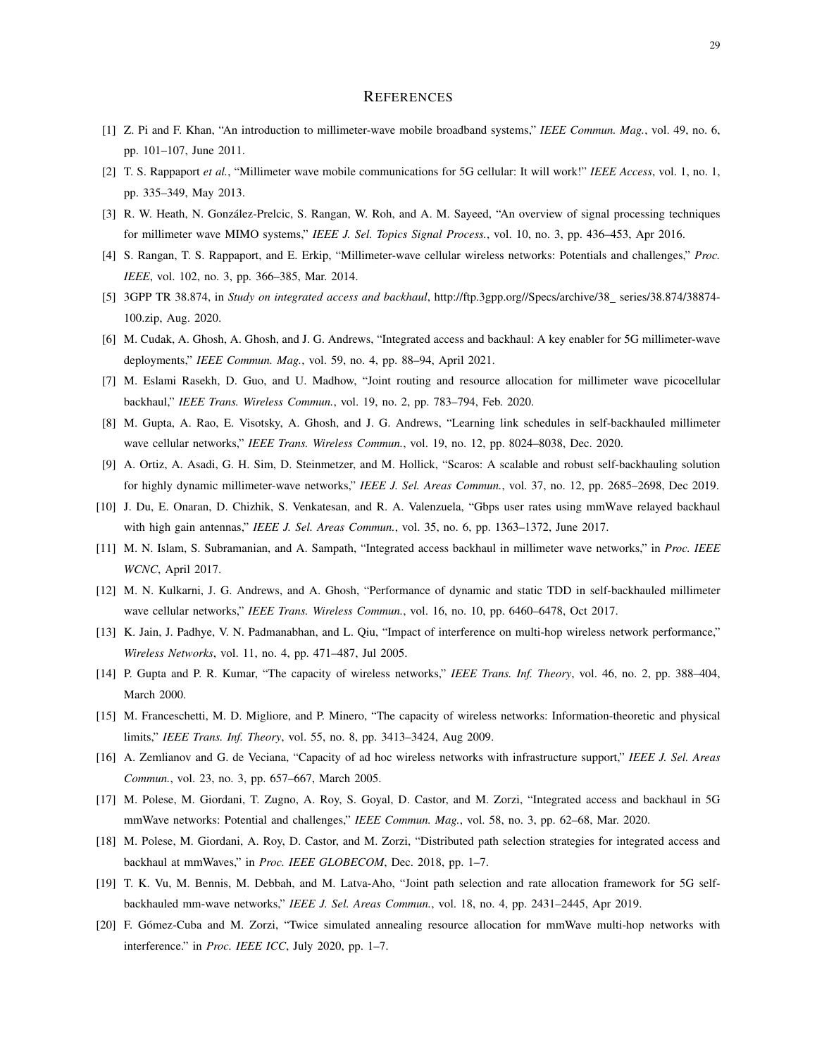# References

[1] Z. Pi and F. Khan, "An introduction to millimeter-wave mobile broadband systems," *IEEE Commun. Mag.*, vol. 49, no. 6, pp. 101–107, June 2011.

[2] T. S. Rappaport *et al.*, "Millimeter wave mobile communications for 5G cellular: It will work!" *IEEE Access*, vol. 1, no. 1, pp. 335–349, May 2013.

[3] R. W. Heath, N. González-Prelcic, S. Rangan, W. Roh, and A. M. Sayeed, "An overview of signal processing techniques for millimeter wave MIMO systems," *IEEE J. Sel. Topics Signal Process.*, vol. 10, no. 3, pp. 436–453, Apr 2016.

[4] S. Rangan, T. S. Rappaport, and E. Erkip, "Millimeter-wave cellular wireless networks: Potentials and challenges," *Proc. IEEE*, vol. 102, no. 3, pp. 366–385, Mar. 2014.

[5] 3GPP TR 38.874, in *Study on integrated access and backhaul*, http://ftp.3gpp.org//Specs/archive/38_ series/38.874/38874-100.zip, Aug. 2020.

[6] M. Cudak, A. Ghosh, A. Ghosh, and J. G. Andrews, "Integrated access and backhaul: A key enabler for 5G millimeter-wave deployments," *IEEE Commun. Mag.*, vol. 59, no. 4, pp. 88–94, April 2021.

[7] M. Eslami Rasekh, D. Guo, and U. Madhow, "Joint routing and resource allocation for millimeter wave picocellular backhaul," *IEEE Trans. Wireless Commun.*, vol. 19, no. 2, pp. 783–794, Feb. 2020.

[8] M. Gupta, A. Rao, E. Visotsky, A. Ghosh, and J. G. Andrews, "Learning link schedules in self-backhauled millimeter wave cellular networks," *IEEE Trans. Wireless Commun.*, vol. 19, no. 12, pp. 8024–8038, Dec. 2020.

[9] A. Ortiz, A. Asadi, G. H. Sim, D. Steinmetzer, and M. Hollick, "Scaros: A scalable and robust self-backhauling solution for highly dynamic millimeter-wave networks," *IEEE J. Sel. Areas Commun.*, vol. 37, no. 12, pp. 2685–2698, Dec 2019.

[10] J. Du, E. Onaran, D. Chizhik, S. Venkatesan, and R. A. Valenzuela, "Gbps user rates using mmWave relayed backhaul with high gain antennas," *IEEE J. Sel. Areas Commun.*, vol. 35, no. 6, pp. 1363–1372, June 2017.

[11] M. N. Islam, S. Subramanian, and A. Sampath, "Integrated access backhaul in millimeter wave networks," in *Proc. IEEE WCNC*, April 2017.

[12] M. N. Kulkarni, J. G. Andrews, and A. Ghosh, "Performance of dynamic and static TDD in self-backhauled millimeter wave cellular networks," *IEEE Trans. Wireless Commun.*, vol. 16, no. 10, pp. 6460–6478, Oct 2017.

[13] K. Jain, J. Padhye, V. N. Padmanabhan, and L. Qiu, "Impact of interference on multi-hop wireless network performance," *Wireless Networks*, vol. 11, no. 4, pp. 471–487, Jul 2005.

[14] P. Gupta and P. R. Kumar, "The capacity of wireless networks," *IEEE Trans. Inf. Theory*, vol. 46, no. 2, pp. 388–404, March 2000.

[15] M. Franceschetti, M. D. Migliore, and P. Minero, "The capacity of wireless networks: Information-theoretic and physical limits," *IEEE Trans. Inf. Theory*, vol. 55, no. 8, pp. 3413–3424, Aug 2009.

[16] A. Zemlianov and G. de Veciana, "Capacity of ad hoc wireless networks with infrastructure support," *IEEE J. Sel. Areas Commun.*, vol. 23, no. 3, pp. 657–667, March 2005.

[17] M. Polese, M. Giordani, T. Zugno, A. Roy, S. Goyal, D. Castor, and M. Zorzi, "Integrated access and backhaul in 5G mmWave networks: Potential and challenges," *IEEE Commun. Mag.*, vol. 58, no. 3, pp. 62–68, Mar. 2020.

[18] M. Polese, M. Giordani, A. Roy, D. Castor, and M. Zorzi, "Distributed path selection strategies for integrated access and backhaul at mmWaves," in *Proc. IEEE GLOBECOM*, Dec. 2018, pp. 1–7.

[19] T. K. Vu, M. Bennis, M. Debbah, and M. Latva-Aho, "Joint path selection and rate allocation framework for 5G self-backhauled mm-wave networks," *IEEE J. Sel. Areas Commun.*, vol. 18, no. 4, pp. 2431–2445, Apr 2019.

[20] F. Gómez-Cuba and M. Zorzi, "Twice simulated annealing resource allocation for mmWave multi-hop networks with interference." in *Proc. IEEE ICC*, July 2020, pp. 1–7.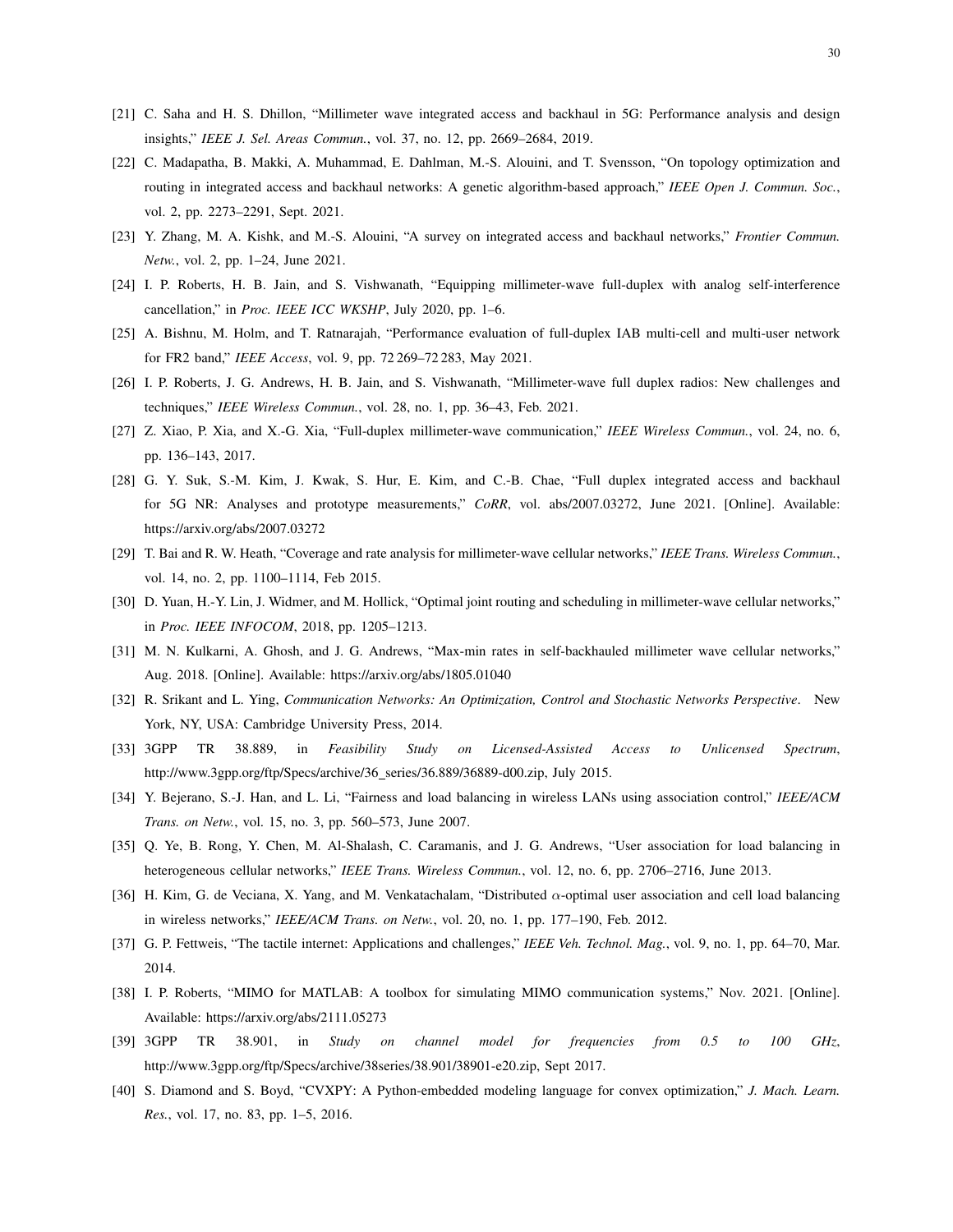[21] C. Saha and H. S. Dhillon, "Millimeter wave integrated access and backhaul in 5G: Performance analysis and design insights," *IEEE J. Sel. Areas Commun.*, vol. 37, no. 12, pp. 2669–2684, 2019.

[22] C. Madapatha, B. Makki, A. Muhammad, E. Dahlman, M.-S. Alouini, and T. Svensson, "On topology optimization and routing in integrated access and backhaul networks: A genetic algorithm-based approach," *IEEE Open J. Commun. Soc.*, vol. 2, pp. 2273–2291, Sept. 2021.

[23] Y. Zhang, M. A. Kishk, and M.-S. Alouini, "A survey on integrated access and backhaul networks," *Frontier Commun. Netw.*, vol. 2, pp. 1–24, June 2021.

[24] I. P. Roberts, H. B. Jain, and S. Vishwanath, "Equipping millimeter-wave full-duplex with analog self-interference cancellation," in *Proc. IEEE ICC WKSHP*, July 2020, pp. 1–6.

[25] A. Bishnu, M. Holm, and T. Ratnarajah, "Performance evaluation of full-duplex IAB multi-cell and multi-user network for FR2 band," *IEEE Access*, vol. 9, pp. 72 269–72 283, May 2021.

[26] I. P. Roberts, J. G. Andrews, H. B. Jain, and S. Vishwanath, "Millimeter-wave full duplex radios: New challenges and techniques," *IEEE Wireless Commun.*, vol. 28, no. 1, pp. 36–43, Feb. 2021.

[27] Z. Xiao, P. Xia, and X.-G. Xia, "Full-duplex millimeter-wave communication," *IEEE Wireless Commun.*, vol. 24, no. 6, pp. 136–143, 2017.

[28] G. Y. Suk, S.-M. Kim, J. Kwak, S. Hur, E. Kim, and C.-B. Chae, "Full duplex integrated access and backhaul for 5G NR: Analyses and prototype measurements," *CoRR*, vol. abs/2007.03272, June 2021. [Online]. Available: https://arxiv.org/abs/2007.03272

[29] T. Bai and R. W. Heath, "Coverage and rate analysis for millimeter-wave cellular networks," *IEEE Trans. Wireless Commun.*, vol. 14, no. 2, pp. 1100–1114, Feb 2015.

[30] D. Yuan, H.-Y. Lin, J. Widmer, and M. Hollick, "Optimal joint routing and scheduling in millimeter-wave cellular networks," in *Proc. IEEE INFOCOM*, 2018, pp. 1205–1213.

[31] M. N. Kulkarni, A. Ghosh, and J. G. Andrews, "Max-min rates in self-backhauled millimeter wave cellular networks," Aug. 2018. [Online]. Available: https://arxiv.org/abs/1805.01040

[32] R. Srikant and L. Ying, *Communication Networks: An Optimization, Control and Stochastic Networks Perspective*. New York, NY, USA: Cambridge University Press, 2014.

[33] 3GPP TR 38.889, in *Feasibility Study on Licensed-Assisted Access to Unlicensed Spectrum*, http://www.3gpp.org/ftp/Specs/archive/36_series/36.889/36889-d00.zip, July 2015.

[34] Y. Bejerano, S.-J. Han, and L. Li, "Fairness and load balancing in wireless LANs using association control," *IEEE/ACM Trans. on Netw.*, vol. 15, no. 3, pp. 560–573, June 2007.

[35] Q. Ye, B. Rong, Y. Chen, M. Al-Shalash, C. Caramanis, and J. G. Andrews, "User association for load balancing in heterogeneous cellular networks," *IEEE Trans. Wireless Commun.*, vol. 12, no. 6, pp. 2706–2716, June 2013.

[36] H. Kim, G. de Veciana, X. Yang, and M. Venkatachalam, "Distributed $\alpha$-optimal user association and cell load balancing in wireless networks," *IEEE/ACM Trans. on Netw.*, vol. 20, no. 1, pp. 177–190, Feb. 2012.

[37] G. P. Fettweis, "The tactile internet: Applications and challenges," *IEEE Veh. Technol. Mag.*, vol. 9, no. 1, pp. 64–70, Mar. 2014.

[38] I. P. Roberts, "MIMO for MATLAB: A toolbox for simulating MIMO communication systems," Nov. 2021. [Online]. Available: https://arxiv.org/abs/2111.05273

[39] 3GPP TR 38.901, in *Study on channel model for frequencies from 0.5 to 100 GHz*, http://www.3gpp.org/ftp/Specs/archive/38series/38.901/38901-e20.zip, Sept 2017.

[40] S. Diamond and S. Boyd, "CVXPY: A Python-embedded modeling language for convex optimization," *J. Mach. Learn. Res.*, vol. 17, no. 83, pp. 1–5, 2016.